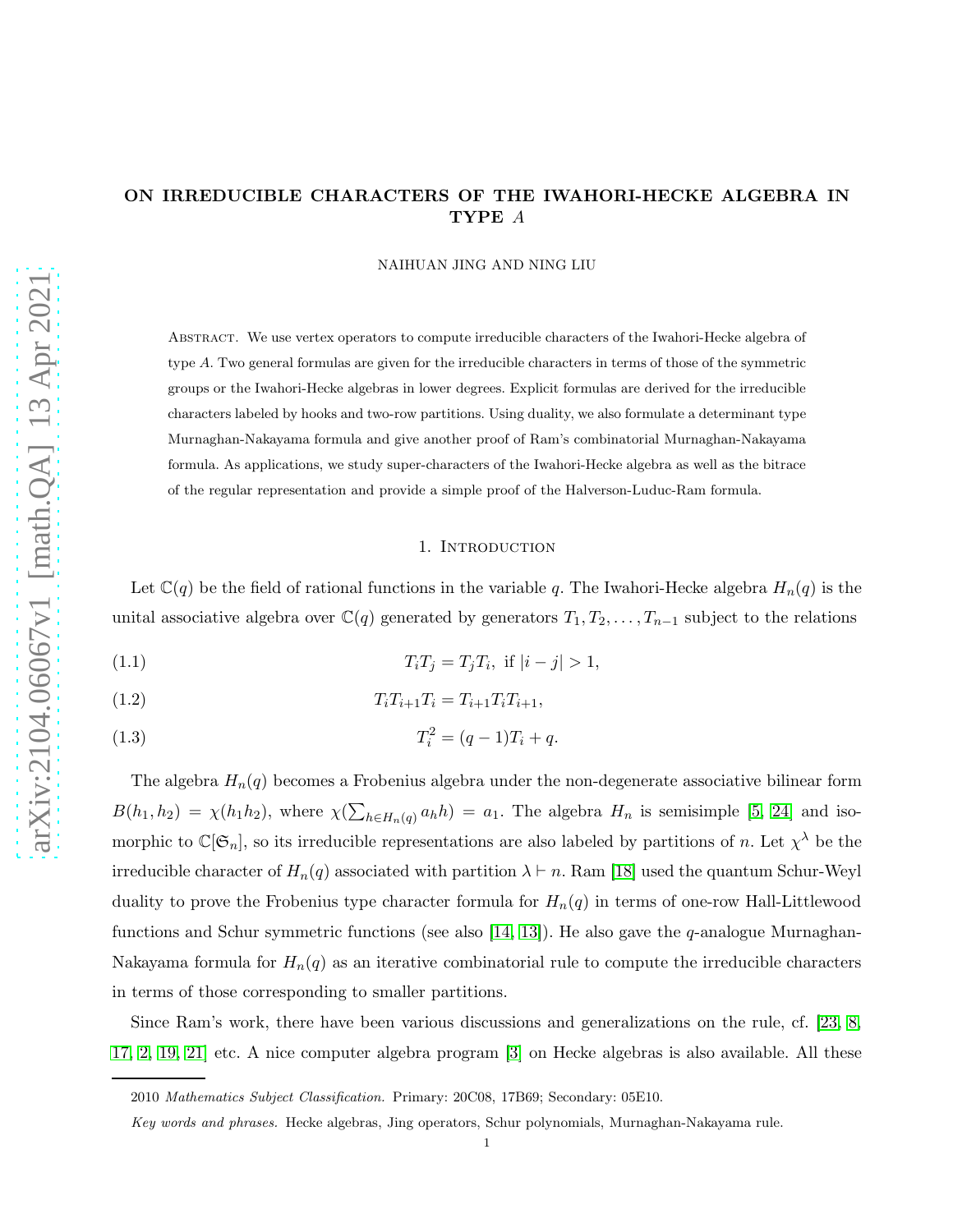# ON IRREDUCIBLE CHARACTERS OF THE IWAHORI-HECKE ALGEBRA IN TYPE $A$

NAIHUAN JING AND NING LIU

Abstract. We use vertex operators to compute irreducible characters of the Iwahori-Hecke algebra of type $A$. Two general formulas are given for the irreducible characters in terms of those of the symmetric groups or the Iwahori-Hecke algebras in lower degrees. Explicit formulas are derived for the irreducible characters labeled by hooks and two-row partitions. Using duality, we also formulate a determinant type Murnaghan-Nakayama formula and give another proof of Ram's combinatorial Murnaghan-Nakayama formula. As applications, we study super-characters of the Iwahori-Hecke algebra as well as the bitrace of the regular representation and provide a simple proof of the Halverson-Luduc-Ram formula.

## 1. Introduction

Let $\mathbb{C}(q)$ be the field of rational functions in the variable $q$. The Iwahori-Hecke algebra $H_n(q)$ is the unital associative algebra over $\mathbb{C}(q)$ generated by generators $T_1, T_2, \ldots, T_{n-1}$ subject to the relations

$$T_iT_j = T_jT_i, \text{ if } |i-j|>1, \tag{1.1}$$

$$T_iT_{i+1}T_i = T_{i+1}T_iT_{i+1}, \tag{1.2}$$

$$T_i^2 = (q-1)T_i + q. \tag{1.3}$$

The algebra $H_n(q)$ becomes a Frobenius algebra under the non-degenerate associative bilinear form $B(h_1, h_2) = \chi(h_1h_2)$, where $\chi(\sum_{h\in H_n(q)} a_h h) = a_1$. The algebra $H_n$ is semisimple [5, 24] and isomorphic to $\mathbb{C}[\mathfrak{S}_n]$, so its irreducible representations are also labeled by partitions of $n$. Let $\chi^\lambda$ be the irreducible character of $H_n(q)$ associated with partition $\lambda \vdash n$. Ram [18] used the quantum Schur-Weyl duality to prove the Frobenius type character formula for $H_n(q)$ in terms of one-row Hall-Littlewood functions and Schur symmetric functions (see also [14, 13]). He also gave the $q$-analogue Murnaghan-Nakayama formula for $H_n(q)$ as an iterative combinatorial rule to compute the irreducible characters in terms of those corresponding to smaller partitions.

Since Ram's work, there have been various discussions and generalizations on the rule, cf. [23, 8, 17, 2, 19, 21] etc. A nice computer algebra program [3] on Hecke algebras is also available. All these

---

2010 *Mathematics Subject Classification.* Primary: 20C08, 17B69; Secondary: 05E10.

*Key words and phrases.* Hecke algebras, Jing operators, Schur polynomials, Murnaghan-Nakayama rule.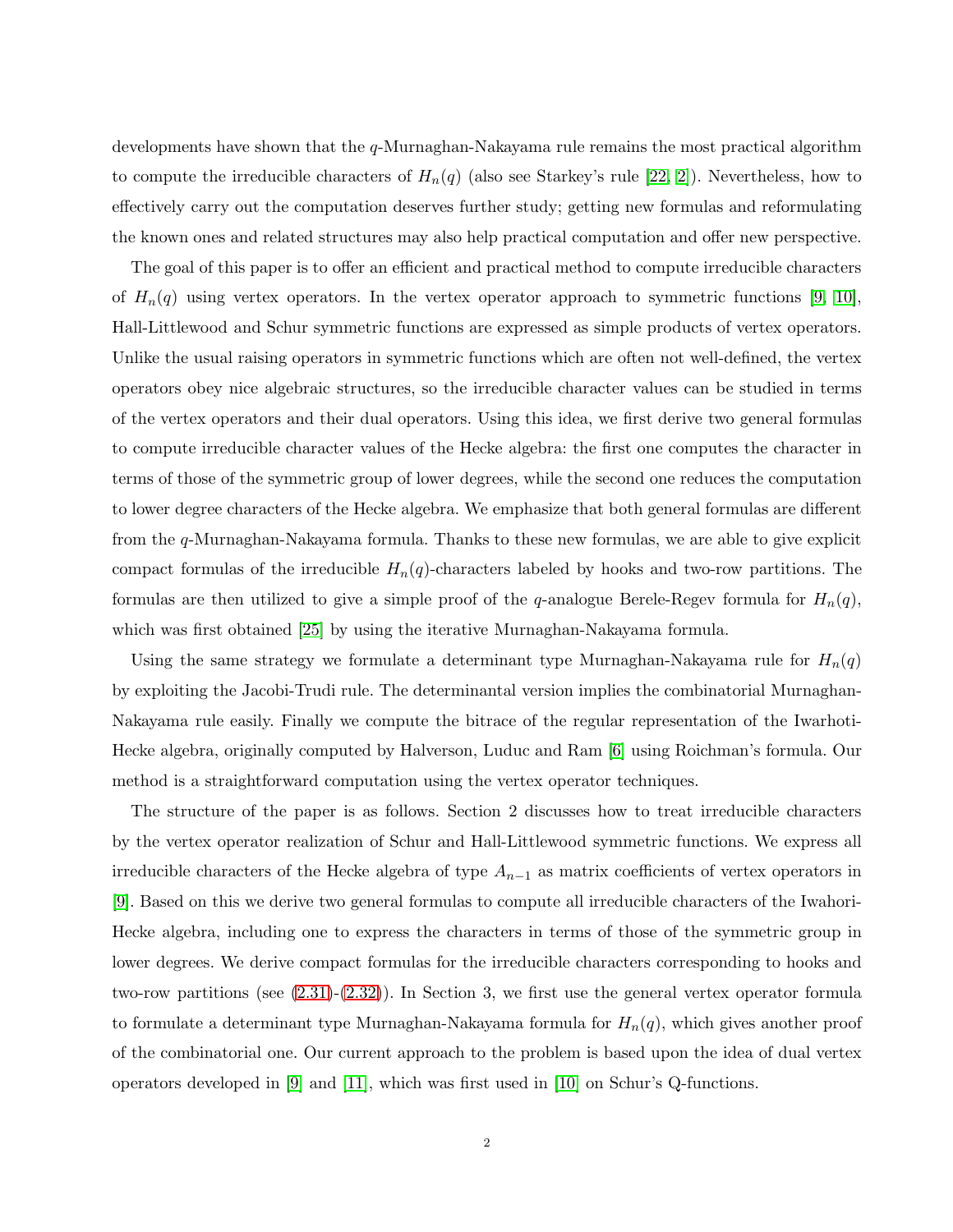developments have shown that the $q$-Murnaghan-Nakayama rule remains the most practical algorithm to compute the irreducible characters of $H_n(q)$ (also see Starkey's rule [22, 2]). Nevertheless, how to effectively carry out the computation deserves further study; getting new formulas and reformulating the known ones and related structures may also help practical computation and offer new perspective.

The goal of this paper is to offer an efficient and practical method to compute irreducible characters of $H_n(q)$ using vertex operators. In the vertex operator approach to symmetric functions [9, 10], Hall-Littlewood and Schur symmetric functions are expressed as simple products of vertex operators. Unlike the usual raising operators in symmetric functions which are often not well-defined, the vertex operators obey nice algebraic structures, so the irreducible character values can be studied in terms of the vertex operators and their dual operators. Using this idea, we first derive two general formulas to compute irreducible character values of the Hecke algebra: the first one computes the character in terms of those of the symmetric group of lower degrees, while the second one reduces the computation to lower degree characters of the Hecke algebra. We emphasize that both general formulas are different from the $q$-Murnaghan-Nakayama formula. Thanks to these new formulas, we are able to give explicit compact formulas of the irreducible $H_n(q)$-characters labeled by hooks and two-row partitions. The formulas are then utilized to give a simple proof of the $q$-analogue Berele-Regev formula for $H_n(q)$, which was first obtained [25] by using the iterative Murnaghan-Nakayama formula.

Using the same strategy we formulate a determinant type Murnaghan-Nakayama rule for $H_n(q)$ by exploiting the Jacobi-Trudi rule. The determinantal version implies the combinatorial Murnaghan-Nakayama rule easily. Finally we compute the bitrace of the regular representation of the Iwarhoti-Hecke algebra, originally computed by Halverson, Luduc and Ram [6] using Roichman's formula. Our method is a straightforward computation using the vertex operator techniques.

The structure of the paper is as follows. Section 2 discusses how to treat irreducible characters by the vertex operator realization of Schur and Hall-Littlewood symmetric functions. We express all irreducible characters of the Hecke algebra of type $A_{n-1}$ as matrix coefficients of vertex operators in [9]. Based on this we derive two general formulas to compute all irreducible characters of the Iwahori-Hecke algebra, including one to express the characters in terms of those of the symmetric group in lower degrees. We derive compact formulas for the irreducible characters corresponding to hooks and two-row partitions (see (2.31)-(2.32)). In Section 3, we first use the general vertex operator formula to formulate a determinant type Murnaghan-Nakayama formula for $H_n(q)$, which gives another proof of the combinatorial one. Our current approach to the problem is based upon the idea of dual vertex operators developed in [9] and [11], which was first used in [10] on Schur's Q-functions.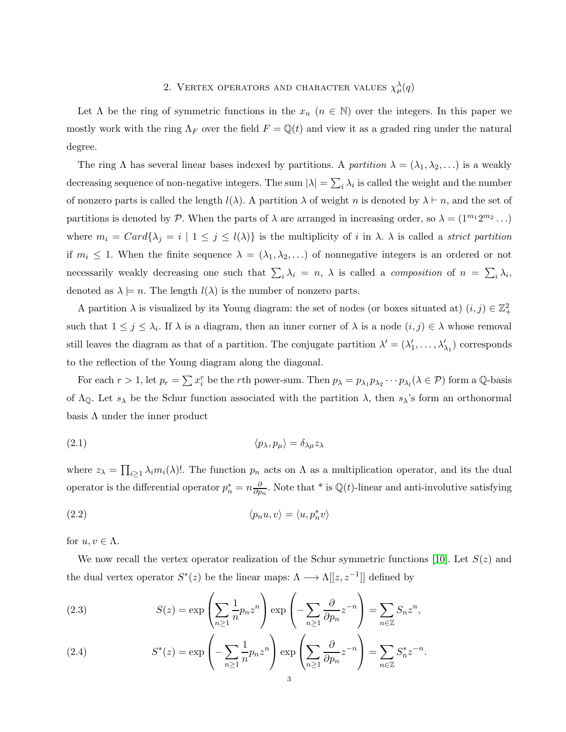## 2. Vertex operators and character values $\chi^{\lambda}_{\mu}(q)$

Let $\Lambda$ be the ring of symmetric functions in the $x_n$ ($n \in \mathbb{N}$) over the integers. In this paper we mostly work with the ring $\Lambda_F$ over the field $F = \mathbb{Q}(t)$ and view it as a graded ring under the natural degree.

The ring $\Lambda$ has several linear bases indexed by partitions. A *partition* $\lambda = (\lambda_1, \lambda_2, \ldots)$ is a weakly decreasing sequence of non-negative integers. The sum $|\lambda| = \sum_i \lambda_i$ is called the weight and the number of nonzero parts is called the length $l(\lambda)$. A partition $\lambda$ of weight $n$ is denoted by $\lambda \vdash n$, and the set of partitions is denoted by $\mathcal{P}$. When the parts of $\lambda$ are arranged in increasing order, so $\lambda = (1^{m_1}2^{m_2}\ldots)$ where $m_i = Card\{\lambda_j = i \mid 1 \leq j \leq l(\lambda)\}$ is the multiplicity of $i$ in $\lambda$. $\lambda$ is called a *strict partition* if $m_i \leq 1$. When the finite sequence $\lambda = (\lambda_1, \lambda_2, \ldots)$ of nonnegative integers is an ordered or not necessarily weakly decreasing one such that $\sum_i \lambda_i = n$, $\lambda$ is called a *composition* of $n = \sum_i \lambda_i$, denoted as $\lambda \models n$. The length $l(\lambda)$ is the number of nonzero parts.

A partition $\lambda$ is visualized by its Young diagram: the set of nodes (or boxes situated at) $(i,j) \in \mathbb{Z}_+^2$ such that $1 \leq j \leq \lambda_i$. If $\lambda$ is a diagram, then an inner corner of $\lambda$ is a node $(i,j) \in \lambda$ whose removal still leaves the diagram as that of a partition. The conjugate partition $\lambda' = (\lambda'_1, \ldots, \lambda'_{\lambda_1})$ corresponds to the reflection of the Young diagram along the diagonal.

For each $r > 1$, let $p_r = \sum x_i^r$ be the $r$th power-sum. Then $p_\lambda = p_{\lambda_1}p_{\lambda_2}\cdots p_{\lambda_l} (\lambda \in \mathcal{P})$ form a $\mathbb{Q}$-basis of $\Lambda_{\mathbb{Q}}$. Let $s_\lambda$ be the Schur function associated with the partition $\lambda$, then $s_\lambda$'s form an orthonormal basis $\Lambda$ under the inner product

$$\langle p_\lambda, p_\mu \rangle = \delta_{\lambda\mu} z_\lambda \tag{2.1}$$

where $z_\lambda = \prod_{i\geq 1} \lambda_i m_i(\lambda)!$. The function $p_n$ acts on $\Lambda$ as a multiplication operator, and its the dual operator is the differential operator $p_n^* = n\frac{\partial}{\partial p_n}$. Note that $*$ is $\mathbb{Q}(t)$-linear and anti-involutive satisfying

$$\langle p_n u, v \rangle = \langle u, p_n^* v \rangle \tag{2.2}$$

for $u, v \in \Lambda$.

We now recall the vertex operator realization of the Schur symmetric functions [10]. Let $S(z)$ and the dual vertex operator $S^*(z)$ be the linear maps: $\Lambda \longrightarrow \Lambda[[z, z^{-1}]]$ defined by

$$S(z) = \exp\left(\sum_{n\geq 1} \frac{1}{n} p_n z^n\right) \exp\left(-\sum_{n\geq 1} \frac{\partial}{\partial p_n} z^{-n}\right) = \sum_{n\in\mathbb{Z}} S_n z^n, \tag{2.3}$$

$$S^*(z) = \exp\left(-\sum_{n\geq 1} \frac{1}{n} p_n z^n\right) \exp\left(\sum_{n\geq 1} \frac{\partial}{\partial p_n} z^{-n}\right) = \sum_{n\in\mathbb{Z}} S_n^* z^{-n}. \tag{2.4}$$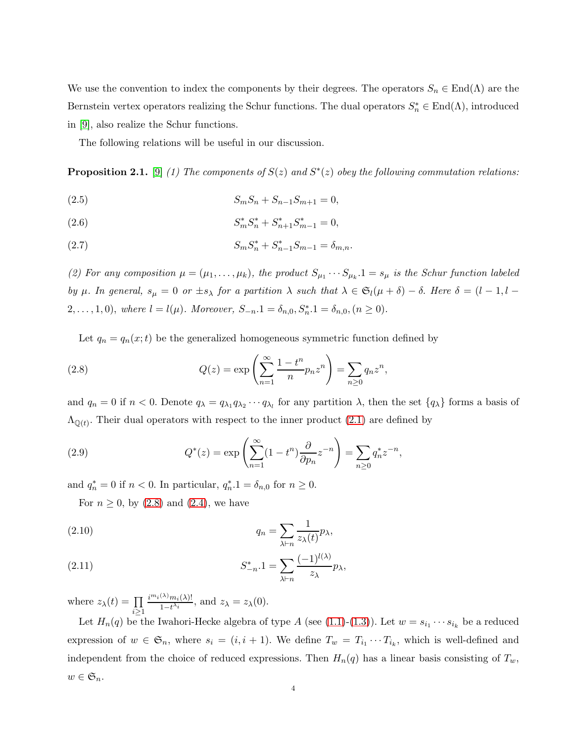We use the convention to index the components by their degrees. The operators $S_n \in \mathrm{End}(\Lambda)$ are the Bernstein vertex operators realizing the Schur functions. The dual operators $S_n^* \in \mathrm{End}(\Lambda)$, introduced in [9], also realize the Schur functions.

The following relations will be useful in our discussion.

**Proposition 2.1.** [9] *(1) The components of $S(z)$ and $S^*(z)$ obey the following commutation relations:*

$$S_m S_n + S_{n-1} S_{m+1} = 0, \tag{2.5}$$

$$S_m^* S_n^* + S_{n+1}^* S_{m-1}^* = 0, \tag{2.6}$$

$$S_m S_n^* + S_{n-1}^* S_{m-1} = \delta_{m,n}. \tag{2.7}$$

*(2) For any composition $\mu = (\mu_1, \ldots, \mu_k)$, the product $S_{\mu_1} \cdots S_{\mu_k}.1 = s_\mu$ is the Schur function labeled by $\mu$. In general, $s_\mu = 0$ or $\pm s_\lambda$ for a partition $\lambda$ such that $\lambda \in \mathfrak{S}_l(\mu + \delta) - \delta$. Here $\delta = (l-1, l-2, \ldots, 1, 0)$, where $l = l(\mu)$. Moreover, $S_{-n}.1 = \delta_{n,0}, S_n^*.1 = \delta_{n,0}, (n \geq 0)$.*

Let $q_n = q_n(x;t)$ be the generalized homogeneous symmetric function defined by

$$Q(z) = \exp\left(\sum_{n=1}^{\infty} \frac{1-t^n}{n} p_n z^n\right) = \sum_{n \geq 0} q_n z^n, \tag{2.8}$$

and $q_n = 0$ if $n < 0$. Denote $q_\lambda = q_{\lambda_1} q_{\lambda_2} \cdots q_{\lambda_l}$ for any partition $\lambda$, then the set $\{q_\lambda\}$ forms a basis of $\Lambda_{\mathbb{Q}(t)}$. Their dual operators with respect to the inner product (2.1) are defined by

$$Q^*(z) = \exp\left(\sum_{n=1}^{\infty} (1-t^n) \frac{\partial}{\partial p_n} z^{-n}\right) = \sum_{n \geq 0} q_n^* z^{-n}, \tag{2.9}$$

and $q_n^* = 0$ if $n < 0$. In particular, $q_n^*.1 = \delta_{n,0}$ for $n \geq 0$.

For $n \geq 0$, by (2.8) and (2.4), we have

$$q_n = \sum_{\lambda \vdash n} \frac{1}{z_\lambda(t)} p_\lambda, \tag{2.10}$$

$$S_{-n}^*.1 = \sum_{\lambda \vdash n} \frac{(-1)^{l(\lambda)}}{z_\lambda} p_\lambda, \tag{2.11}$$

where $z_\lambda(t) = \prod_{i \geq 1} \frac{i^{m_i(\lambda)} m_i(\lambda)!}{1-t^{\lambda_i}}$, and $z_\lambda = z_\lambda(0)$.

Let $H_n(q)$ be the Iwahori-Hecke algebra of type $A$ (see (1.1)-(1.3)). Let $w = s_{i_1} \cdots s_{i_k}$ be a reduced expression of $w \in \mathfrak{S}_n$, where $s_i = (i, i+1)$. We define $T_w = T_{i_1} \cdots T_{i_k}$, which is well-defined and independent from the choice of reduced expressions. Then $H_n(q)$ has a linear basis consisting of $T_w$, $w \in \mathfrak{S}_n$.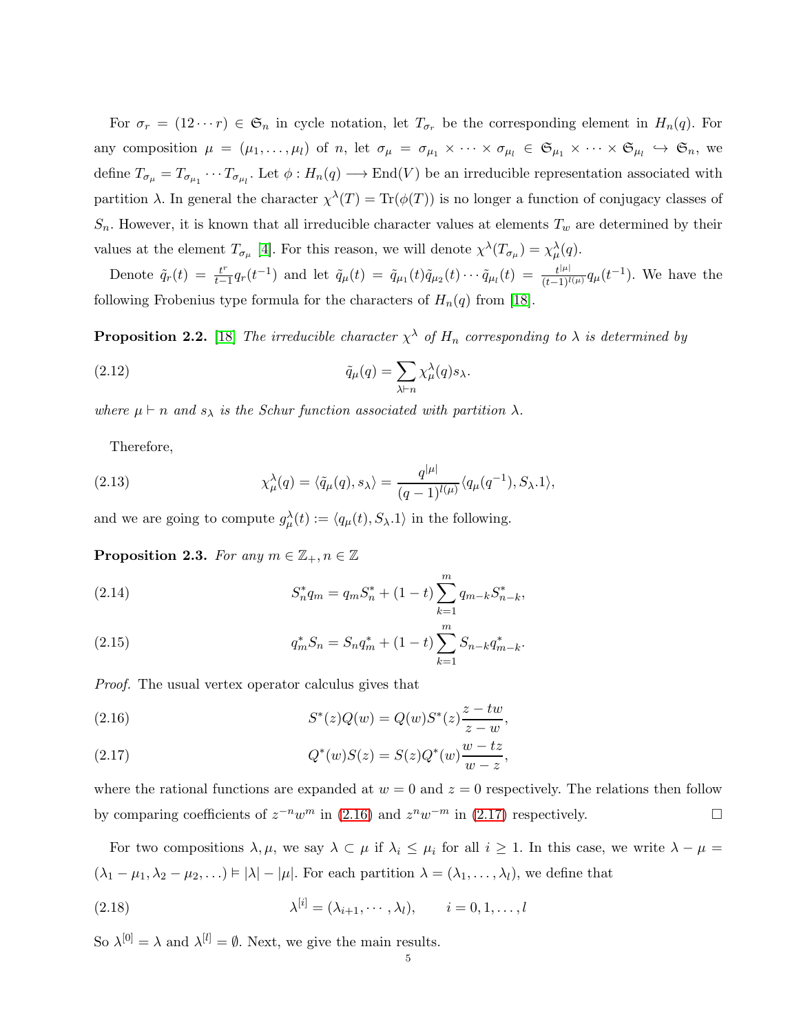For $\sigma_r = (12\cdots r) \in \mathfrak{S}_n$ in cycle notation, let $T_{\sigma_r}$ be the corresponding element in $H_n(q)$. For any composition $\mu = (\mu_1, \ldots, \mu_l)$ of $n$, let $\sigma_\mu = \sigma_{\mu_1} \times \cdots \times \sigma_{\mu_l} \in \mathfrak{S}_{\mu_1} \times \cdots \times \mathfrak{S}_{\mu_l} \hookrightarrow \mathfrak{S}_n$, we define $T_{\sigma_\mu} = T_{\sigma_{\mu_1}} \cdots T_{\sigma_{\mu_l}}$. Let $\phi : H_n(q) \longrightarrow \mathrm{End}(V)$ be an irreducible representation associated with partition $\lambda$. In general the character $\chi^\lambda(T) = \mathrm{Tr}(\phi(T))$ is no longer a function of conjugacy classes of $S_n$. However, it is known that all irreducible character values at elements $T_w$ are determined by their values at the element $T_{\sigma_\mu}$ [4]. For this reason, we will denote $\chi^\lambda(T_{\sigma_\mu}) = \chi^\lambda_\mu(q)$.

Denote $\tilde{q}_r(t) = \frac{t^r}{t-1} q_r(t^{-1})$ and let $\tilde{q}_\mu(t) = \tilde{q}_{\mu_1}(t)\tilde{q}_{\mu_2}(t)\cdots\tilde{q}_{\mu_l}(t) = \frac{t^{|\mu|}}{(t-1)^{l(\mu)}} q_\mu(t^{-1})$. We have the following Frobenius type formula for the characters of $H_n(q)$ from [18].

**Proposition 2.2.** [18] *The irreducible character $\chi^\lambda$ of $H_n$ corresponding to $\lambda$ is determined by*

$$\tilde{q}_\mu(q) = \sum_{\lambda \vdash n} \chi^\lambda_\mu(q) s_\lambda. \tag{2.12}$$

*where $\mu \vdash n$ and $s_\lambda$ is the Schur function associated with partition $\lambda$.*

Therefore,

$$\chi^\lambda_\mu(q) = \langle \tilde{q}_\mu(q), s_\lambda \rangle = \frac{q^{|\mu|}}{(q-1)^{l(\mu)}} \langle q_\mu(q^{-1}), S_\lambda.1 \rangle, \tag{2.13}$$

and we are going to compute $g^\lambda_\mu(t) := \langle q_\mu(t), S_\lambda.1 \rangle$ in the following.

**Proposition 2.3.** *For any $m \in \mathbb{Z}_+, n \in \mathbb{Z}$*

$$S^*_n q_m = q_m S^*_n + (1-t) \sum_{k=1}^{m} q_{m-k} S^*_{n-k}, \tag{2.14}$$

$$q^*_m S_n = S_n q^*_m + (1-t) \sum_{k=1}^{m} S_{n-k} q^*_{m-k}. \tag{2.15}$$

*Proof.* The usual vertex operator calculus gives that

$$S^*(z) Q(w) = Q(w) S^*(z) \frac{z - tw}{z - w}, \tag{2.16}$$

$$Q^*(w) S(z) = S(z) Q^*(w) \frac{w - tz}{w - z}, \tag{2.17}$$

where the rational functions are expanded at $w = 0$ and $z = 0$ respectively. The relations then follow by comparing coefficients of $z^{-n} w^m$ in (2.16) and $z^n w^{-m}$ in (2.17) respectively. $\square$

For two compositions $\lambda, \mu$, we say $\lambda \subset \mu$ if $\lambda_i \leq \mu_i$ for all $i \geq 1$. In this case, we write $\lambda - \mu = (\lambda_1 - \mu_1, \lambda_2 - \mu_2, \ldots) \vDash |\lambda| - |\mu|$. For each partition $\lambda = (\lambda_1, \ldots, \lambda_l)$, we define that

$$\lambda^{[i]} = (\lambda_{i+1}, \cdots, \lambda_l), \qquad i = 0, 1, \ldots, l \tag{2.18}$$

So $\lambda^{[0]} = \lambda$ and $\lambda^{[l]} = \emptyset$. Next, we give the main results.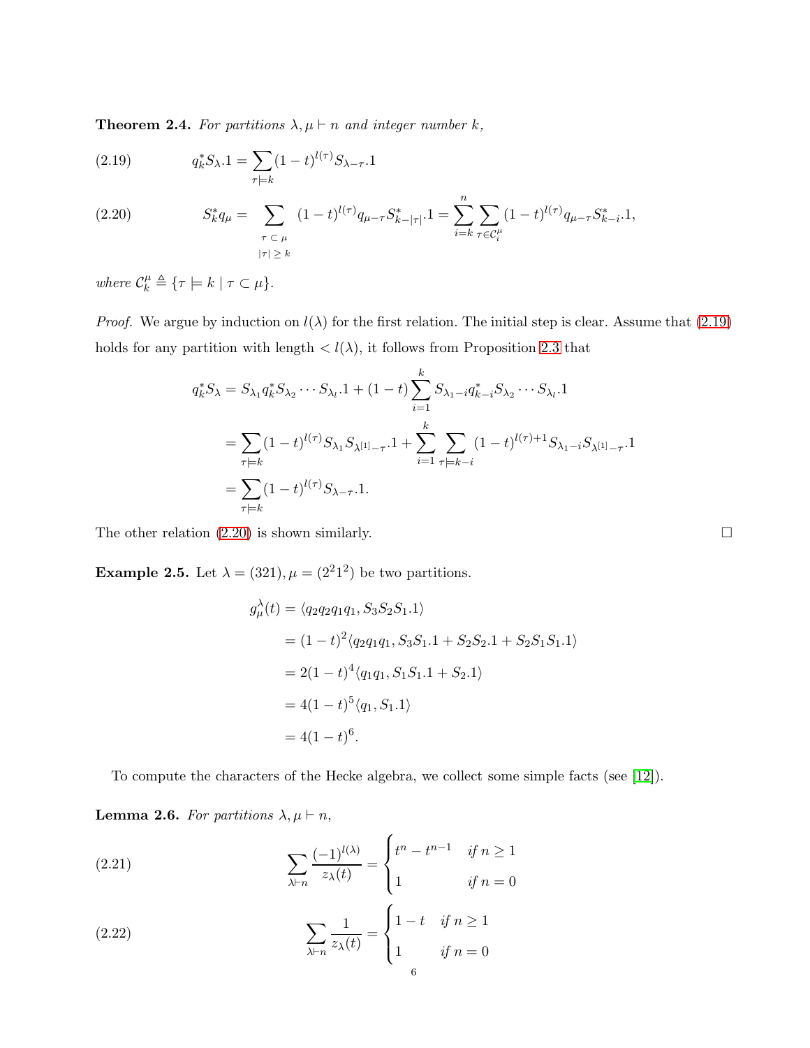**Theorem 2.4.** *For partitions $\lambda, \mu \vdash n$ and integer number $k$,*

$$q_k^* S_\lambda .1 = \sum_{\tau \models k} (1-t)^{l(\tau)} S_{\lambda - \tau}.1 \tag{2.19}$$

$$S_k^* q_\mu = \sum_{\substack{\tau \subset \mu \\ |\tau| \geq k}} (1-t)^{l(\tau)} q_{\mu-\tau} S^*_{k-|\tau|}.1 = \sum_{i=k}^{n} \sum_{\tau \in \mathcal{C}_i^\mu} (1-t)^{l(\tau)} q_{\mu-\tau} S^*_{k-i}.1, \tag{2.20}$$

*where $\mathcal{C}_k^\mu \triangleq \{\tau \models k \mid \tau \subset \mu\}$.*

*Proof.* We argue by induction on $l(\lambda)$ for the first relation. The initial step is clear. Assume that (2.19) holds for any partition with length $< l(\lambda)$, it follows from Proposition 2.3 that

$$\begin{aligned}
q_k^* S_\lambda &= S_{\lambda_1} q_k^* S_{\lambda_2} \cdots S_{\lambda_l}.1 + (1-t) \sum_{i=1}^{k} S_{\lambda_1 - i} q_{k-i}^* S_{\lambda_2} \cdots S_{\lambda_l}.1 \\
&= \sum_{\tau \models k} (1-t)^{l(\tau)} S_{\lambda_1} S_{\lambda^{[1]} - \tau}.1 + \sum_{i=1}^{k} \sum_{\tau \models k-i} (1-t)^{l(\tau)+1} S_{\lambda_1 - i} S_{\lambda^{[1]} - \tau}.1 \\
&= \sum_{\tau \models k} (1-t)^{l(\tau)} S_{\lambda - \tau}.1.
\end{aligned}$$

The other relation (2.20) is shown similarly. $\square$

**Example 2.5.** Let $\lambda = (321), \mu = (2^2 1^2)$ be two partitions.

$$\begin{aligned}
g_\mu^\lambda(t) &= \langle q_2 q_2 q_1 q_1, S_3 S_2 S_1.1 \rangle \\
&= (1-t)^2 \langle q_2 q_1 q_1, S_3 S_1.1 + S_2 S_2.1 + S_2 S_1 S_1.1 \rangle \\
&= 2(1-t)^4 \langle q_1 q_1, S_1 S_1.1 + S_2.1 \rangle \\
&= 4(1-t)^5 \langle q_1, S_1.1 \rangle \\
&= 4(1-t)^6.
\end{aligned}$$

To compute the characters of the Hecke algebra, we collect some simple facts (see [12]).

**Lemma 2.6.** *For partitions $\lambda, \mu \vdash n$,*

$$\sum_{\lambda \vdash n} \frac{(-1)^{l(\lambda)}}{z_\lambda(t)} = \begin{cases} t^n - t^{n-1} & \text{if } n \geq 1 \\ 1 & \text{if } n = 0 \end{cases} \tag{2.21}$$

$$\sum_{\lambda \vdash n} \frac{1}{z_\lambda(t)} = \begin{cases} 1-t & \text{if } n \geq 1 \\ 1 & \text{if } n = 0 \end{cases} \tag{2.22}$$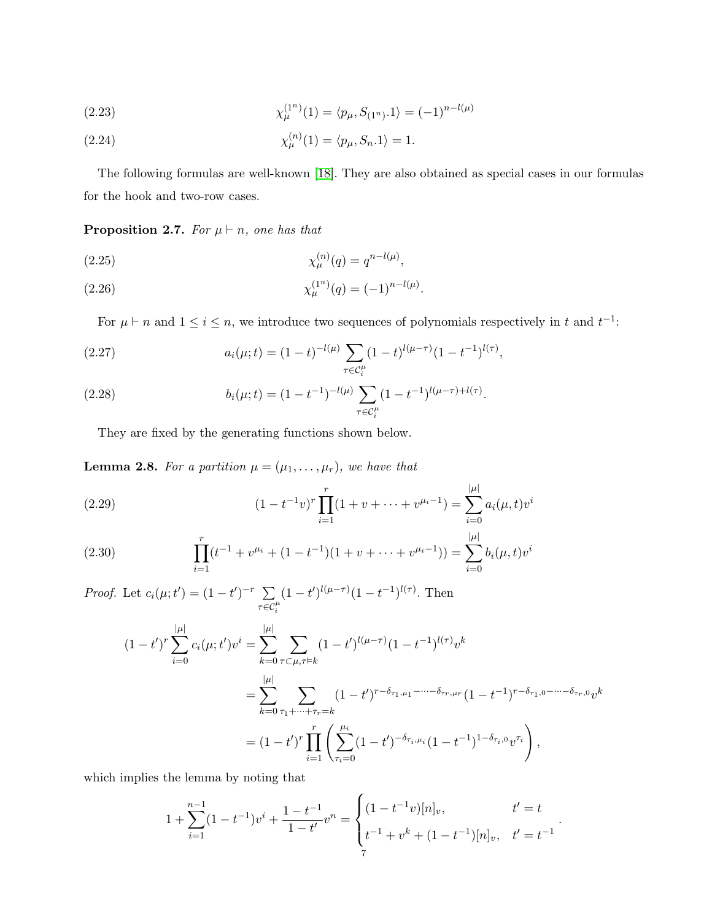$$\chi^{(1^n)}_{\mu}(1) = \langle p_\mu, S_{(1^n)}.1\rangle = (-1)^{n-l(\mu)} \tag{2.23}$$

$$\chi^{(n)}_{\mu}(1) = \langle p_\mu, S_n.1\rangle = 1. \tag{2.24}$$

The following formulas are well-known [18]. They are also obtained as special cases in our formulas for the hook and two-row cases.

**Proposition 2.7.** *For $\mu \vdash n$, one has that*

$$\chi^{(n)}_{\mu}(q) = q^{n-l(\mu)}, \tag{2.25}$$

$$\chi^{(1^n)}_{\mu}(q) = (-1)^{n-l(\mu)}. \tag{2.26}$$

For $\mu \vdash n$ and $1 \le i \le n$, we introduce two sequences of polynomials respectively in $t$ and $t^{-1}$:

$$a_i(\mu;t) = (1-t)^{-l(\mu)} \sum_{\tau \in \mathcal{C}_i^\mu} (1-t)^{l(\mu-\tau)}(1-t^{-1})^{l(\tau)}, \tag{2.27}$$

$$b_i(\mu;t) = (1-t^{-1})^{-l(\mu)} \sum_{\tau \in \mathcal{C}_i^\mu} (1-t^{-1})^{l(\mu-\tau)+l(\tau)}. \tag{2.28}$$

They are fixed by the generating functions shown below.

**Lemma 2.8.** *For a partition $\mu = (\mu_1, \ldots, \mu_r)$, we have that*

$$(1-t^{-1}v)^r \prod_{i=1}^{r} (1+v+\cdots+v^{\mu_i-1}) = \sum_{i=0}^{|\mu|} a_i(\mu,t)v^i \tag{2.29}$$

$$\prod_{i=1}^{r} (t^{-1} + v^{\mu_i} + (1-t^{-1})(1+v+\cdots+v^{\mu_i-1})) = \sum_{i=0}^{|\mu|} b_i(\mu,t)v^i \tag{2.30}$$

*Proof.* Let $c_i(\mu;t') = (1-t')^{-r} \sum_{\tau \in \mathcal{C}_i^\mu} (1-t')^{l(\mu-\tau)}(1-t^{-1})^{l(\tau)}$. Then

$$\begin{aligned}
(1-t')^r \sum_{i=0}^{|\mu|} c_i(\mu;t')v^i &= \sum_{k=0}^{|\mu|} \sum_{\tau \subset \mu, \tau \vdash k} (1-t')^{l(\mu-\tau)}(1-t^{-1})^{l(\tau)} v^k \\
&= \sum_{k=0}^{|\mu|} \sum_{\tau_1+\cdots+\tau_r = k} (1-t')^{r-\delta_{\tau_1,\mu_1}-\cdots-\delta_{\tau_r,\mu_r}}(1-t^{-1})^{r-\delta_{\tau_1,0}-\cdots-\delta_{\tau_r,0}} v^k \\
&= (1-t')^r \prod_{i=1}^{r} \left( \sum_{\tau_i=0}^{\mu_i} (1-t')^{-\delta_{\tau_i,\mu_i}}(1-t^{-1})^{1-\delta_{\tau_i,0}} v^{\tau_i} \right),
\end{aligned}$$

which implies the lemma by noting that

$$1 + \sum_{i=1}^{n-1} (1-t^{-1})v^i + \frac{1-t^{-1}}{1-t'}v^n = \begin{cases} (1-t^{-1}v)[n]_v, & t' = t \\ t^{-1} + v^k + (1-t^{-1})[n]_v, & t' = t^{-1} \end{cases}.$$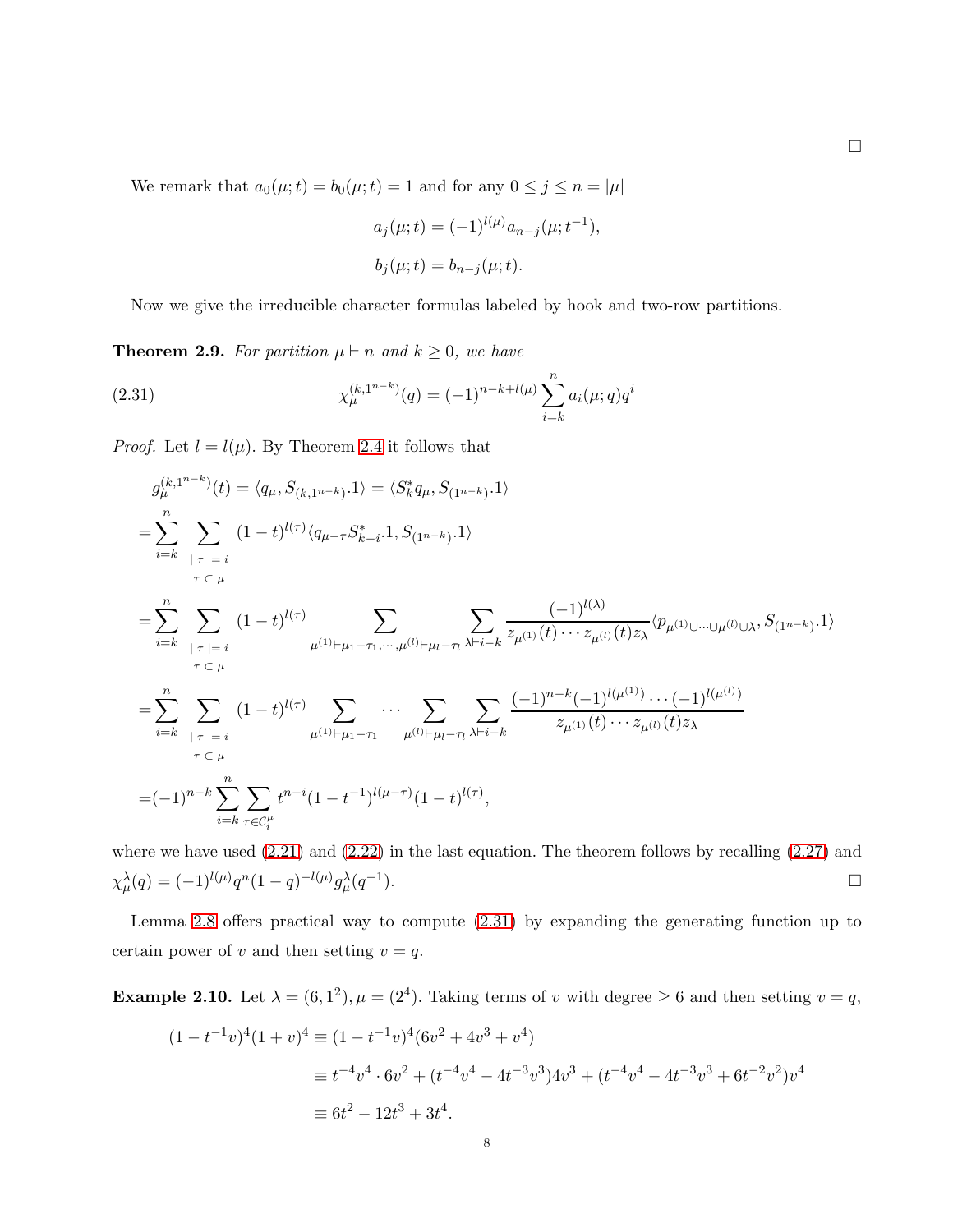□

We remark that $a_0(\mu;t) = b_0(\mu;t) = 1$ and for any $0 \le j \le n = |\mu|$

$$a_j(\mu;t) = (-1)^{l(\mu)} a_{n-j}(\mu;t^{-1}),$$

$$b_j(\mu;t) = b_{n-j}(\mu;t).$$

Now we give the irreducible character formulas labeled by hook and two-row partitions.

**Theorem 2.9.** *For partition $\mu \vdash n$ and $k \ge 0$, we have*

$$\chi_\mu^{(k,1^{n-k})}(q) = (-1)^{n-k+l(\mu)} \sum_{i=k}^{n} a_i(\mu;q) q^i \tag{2.31}$$

*Proof.* Let $l = l(\mu)$. By Theorem 2.4 it follows that

$$
\begin{aligned}
& g_\mu^{(k,1^{n-k})}(t) = \langle q_\mu, S_{(k,1^{n-k})}.1\rangle = \langle S_k^* q_\mu, S_{(1^{n-k})}.1\rangle \\
=& \sum_{i=k}^{n} \sum_{\substack{|\tau|=i \\ \tau\subset\mu}} (1-t)^{l(\tau)} \langle q_{\mu-\tau} S_{k-i}^*.1, S_{(1^{n-k})}.1\rangle \\
=& \sum_{i=k}^{n} \sum_{\substack{|\tau|=i \\ \tau\subset\mu}} (1-t)^{l(\tau)} \sum_{\mu^{(1)}\vdash\mu_1-\tau_1,\cdots,\mu^{(l)}\vdash\mu_l-\tau_l} \sum_{\lambda\vdash i-k} \frac{(-1)^{l(\lambda)}}{z_{\mu^{(1)}}(t)\cdots z_{\mu^{(l)}}(t) z_\lambda} \langle p_{\mu^{(1)}\cup\cdots\cup\mu^{(l)}\cup\lambda}, S_{(1^{n-k})}.1\rangle \\
=& \sum_{i=k}^{n} \sum_{\substack{|\tau|=i \\ \tau\subset\mu}} (1-t)^{l(\tau)} \sum_{\mu^{(1)}\vdash\mu_1-\tau_1} \cdots \sum_{\mu^{(l)}\vdash\mu_l-\tau_l} \sum_{\lambda\vdash i-k} \frac{(-1)^{n-k}(-1)^{l(\mu^{(1)})}\cdots(-1)^{l(\mu^{(l)})}}{z_{\mu^{(1)}}(t)\cdots z_{\mu^{(l)}}(t) z_\lambda} \\
=& (-1)^{n-k} \sum_{i=k}^{n} \sum_{\tau\in\mathcal{C}_i^\mu} t^{n-i}(1-t^{-1})^{l(\mu-\tau)}(1-t)^{l(\tau)},
\end{aligned}
$$

where we have used (2.21) and (2.22) in the last equation. The theorem follows by recalling (2.27) and $\chi_\mu^\lambda(q) = (-1)^{l(\mu)} q^n (1-q)^{-l(\mu)} g_\mu^\lambda(q^{-1})$. □

Lemma 2.8 offers practical way to compute (2.31) by expanding the generating function up to certain power of $v$ and then setting $v = q$.

**Example 2.10.** Let $\lambda = (6,1^2), \mu = (2^4)$. Taking terms of $v$ with degree $\ge 6$ and then setting $v = q$,

$$
\begin{aligned}
(1-t^{-1}v)^4(1+v)^4 &\equiv (1-t^{-1}v)^4(6v^2+4v^3+v^4) \\
&\equiv t^{-4}v^4 \cdot 6v^2 + (t^{-4}v^4 - 4t^{-3}v^3)4v^3 + (t^{-4}v^4 - 4t^{-3}v^3 + 6t^{-2}v^2)v^4 \\
&\equiv 6t^2 - 12t^3 + 3t^4.
\end{aligned}
$$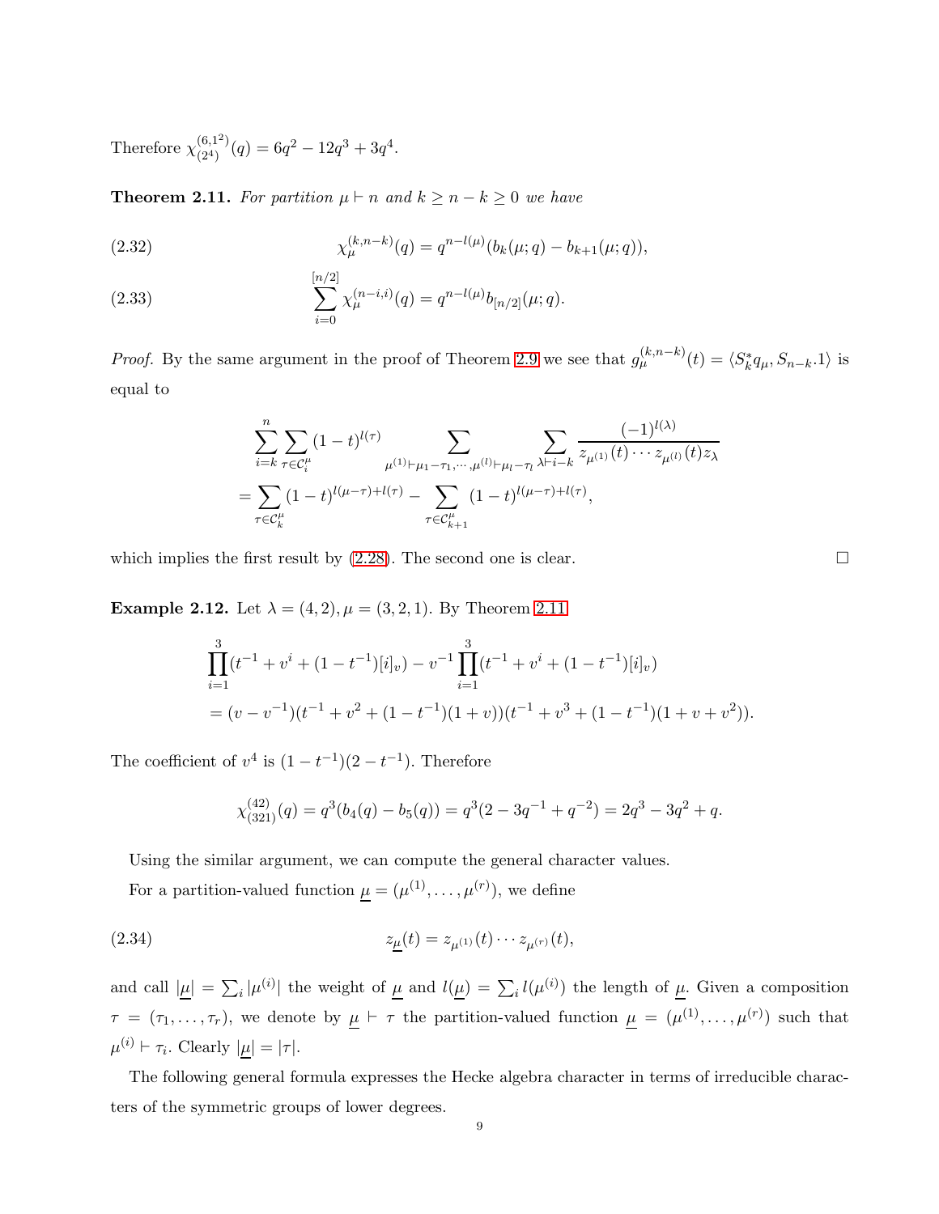Therefore $\chi^{(6,1^2)}_{(2^4)}(q) = 6q^2 - 12q^3 + 3q^4$.

**Theorem 2.11.** *For partition $\mu \vdash n$ and $k \geq n-k \geq 0$ we have*

$$\chi^{(k,n-k)}_{\mu}(q) = q^{n-l(\mu)}(b_k(\mu;q) - b_{k+1}(\mu;q)), \tag{2.32}$$

$$\sum_{i=0}^{[n/2]} \chi^{(n-i,i)}_{\mu}(q) = q^{n-l(\mu)} b_{[n/2]}(\mu;q). \tag{2.33}$$

*Proof.* By the same argument in the proof of Theorem 2.9 we see that $g^{(k,n-k)}_{\mu}(t) = \langle S^*_k q_\mu, S_{n-k}.1\rangle$ is equal to

$$\begin{aligned}
&\sum_{i=k}^{n} \sum_{\tau \in \mathcal{C}^{\mu}_i} (1-t)^{l(\tau)} \sum_{\mu^{(1)} \vdash \mu_1-\tau_1, \cdots, \mu^{(l)} \vdash \mu_l - \tau_l} \sum_{\lambda \vdash i-k} \frac{(-1)^{l(\lambda)}}{z_{\mu^{(1)}}(t) \cdots z_{\mu^{(l)}}(t) z_\lambda} \\
&= \sum_{\tau \in \mathcal{C}^{\mu}_k} (1-t)^{l(\mu-\tau)+l(\tau)} - \sum_{\tau \in \mathcal{C}^{\mu}_{k+1}} (1-t)^{l(\mu-\tau)+l(\tau)},
\end{aligned}$$

which implies the first result by (2.28). The second one is clear. $\square$

**Example 2.12.** Let $\lambda = (4,2), \mu = (3,2,1)$. By Theorem 2.11

$$\begin{aligned}
&\prod_{i=1}^{3}(t^{-1} + v^i + (1-t^{-1})[i]_v) - v^{-1}\prod_{i=1}^{3}(t^{-1} + v^i + (1-t^{-1})[i]_v) \\
&= (v - v^{-1})(t^{-1} + v^2 + (1-t^{-1})(1+v))(t^{-1} + v^3 + (1-t^{-1})(1+v+v^2)).
\end{aligned}$$

The coefficient of $v^4$ is $(1-t^{-1})(2-t^{-1})$. Therefore

$$\chi^{(42)}_{(321)}(q) = q^3(b_4(q) - b_5(q)) = q^3(2 - 3q^{-1} + q^{-2}) = 2q^3 - 3q^2 + q.$$

Using the similar argument, we can compute the general character values.

For a partition-valued function $\underline{\mu} = (\mu^{(1)}, \ldots, \mu^{(r)})$, we define

$$z_{\underline{\mu}}(t) = z_{\mu^{(1)}}(t) \cdots z_{\mu^{(r)}}(t), \tag{2.34}$$

and call $|\underline{\mu}| = \sum_i |\mu^{(i)}|$ the weight of $\underline{\mu}$ and $l(\underline{\mu}) = \sum_i l(\mu^{(i)})$ the length of $\underline{\mu}$. Given a composition $\tau = (\tau_1, \ldots, \tau_r)$, we denote by $\underline{\mu} \vdash \tau$ the partition-valued function $\underline{\mu} = (\mu^{(1)}, \ldots, \mu^{(r)})$ such that $\mu^{(i)} \vdash \tau_i$. Clearly $|\underline{\mu}| = |\tau|$.

The following general formula expresses the Hecke algebra character in terms of irreducible characters of the symmetric groups of lower degrees.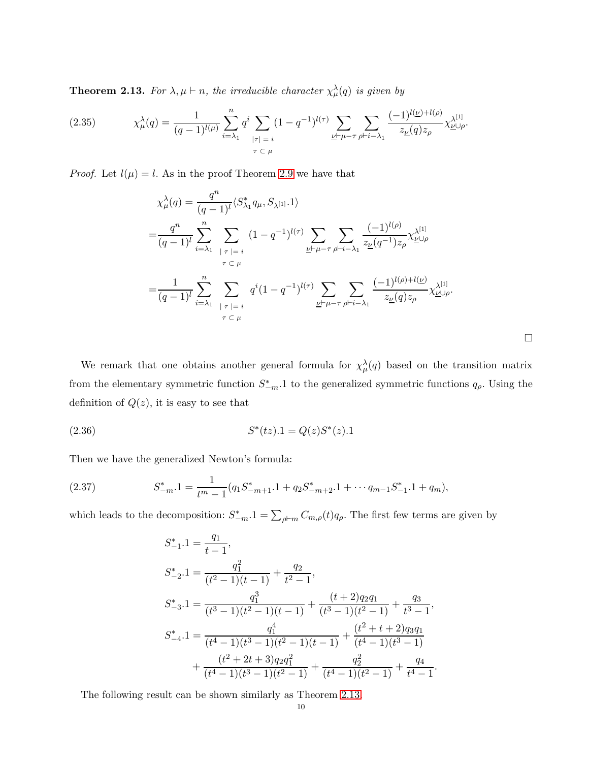**Theorem 2.13.** *For $\lambda, \mu \vdash n$, the irreducible character $\chi^{\lambda}_{\mu}(q)$ is given by*

$$\chi^{\lambda}_{\mu}(q) = \frac{1}{(q-1)^{l(\mu)}} \sum_{i=\lambda_1}^{n} q^i \sum_{\substack{|\tau| = i \\ \tau \subset \mu}} (1-q^{-1})^{l(\tau)} \sum_{\underline{\nu} \vdash \mu - \tau} \sum_{\rho \vdash i - \lambda_1} \frac{(-1)^{l(\underline{\nu}) + l(\rho)}}{z_{\underline{\nu}}(q) z_\rho} \chi^{\lambda^{[1]}}_{\underline{\nu} \cup \rho}. \tag{2.35}$$

*Proof.* Let $l(\mu) = l$. As in the proof Theorem 2.9 we have that

$$\begin{aligned}
\chi^{\lambda}_{\mu}(q) &= \frac{q^n}{(q-1)^l} \langle S^*_{\lambda_1} q_\mu, S_{\lambda^{[1]}}.1 \rangle \\
&= \frac{q^n}{(q-1)^l} \sum_{i=\lambda_1}^{n} \sum_{\substack{|\tau| = i \\ \tau \subset \mu}} (1-q^{-1})^{l(\tau)} \sum_{\underline{\nu} \vdash \mu - \tau} \sum_{\rho \vdash i - \lambda_1} \frac{(-1)^{l(\rho)}}{z_{\underline{\nu}}(q^{-1}) z_\rho} \chi^{\lambda^{[1]}}_{\underline{\nu} \cup \rho} \\
&= \frac{1}{(q-1)^l} \sum_{i=\lambda_1}^{n} \sum_{\substack{|\tau| = i \\ \tau \subset \mu}} q^i (1-q^{-1})^{l(\tau)} \sum_{\underline{\nu} \vdash \mu - \tau} \sum_{\rho \vdash i - \lambda_1} \frac{(-1)^{l(\rho) + l(\underline{\nu})}}{z_{\underline{\nu}}(q) z_\rho} \chi^{\lambda^{[1]}}_{\underline{\nu} \cup \rho}.
\end{aligned}$$

□

We remark that one obtains another general formula for $\chi^{\lambda}_{\mu}(q)$ based on the transition matrix from the elementary symmetric function $S^*_{-m}.1$ to the generalized symmetric functions $q_\rho$. Using the definition of $Q(z)$, it is easy to see that

$$S^*(tz).1 = Q(z) S^*(z).1 \tag{2.36}$$

Then we have the generalized Newton's formula:

$$S^*_{-m}.1 = \frac{1}{t^m - 1}(q_1 S^*_{-m+1}.1 + q_2 S^*_{-m+2}.1 + \cdots q_{m-1} S^*_{-1}.1 + q_m), \tag{2.37}$$

which leads to the decomposition: $S^*_{-m}.1 = \sum_{\rho \vdash m} C_{m,\rho}(t) q_\rho$. The first few terms are given by

$$\begin{aligned}
S^*_{-1}.1 &= \frac{q_1}{t-1}, \\
S^*_{-2}.1 &= \frac{q_1^2}{(t^2-1)(t-1)} + \frac{q_2}{t^2-1}, \\
S^*_{-3}.1 &= \frac{q_1^3}{(t^3-1)(t^2-1)(t-1)} + \frac{(t+2) q_2 q_1}{(t^3-1)(t^2-1)} + \frac{q_3}{t^3-1}, \\
S^*_{-4}.1 &= \frac{q_1^4}{(t^4-1)(t^3-1)(t^2-1)(t-1)} + \frac{(t^2+t+2) q_3 q_1}{(t^4-1)(t^3-1)} \\
&\quad + \frac{(t^2+2t+3) q_2 q_1^2}{(t^4-1)(t^3-1)(t^2-1)} + \frac{q_2^2}{(t^4-1)(t^2-1)} + \frac{q_4}{t^4-1}.
\end{aligned}$$

The following result can be shown similarly as Theorem 2.13.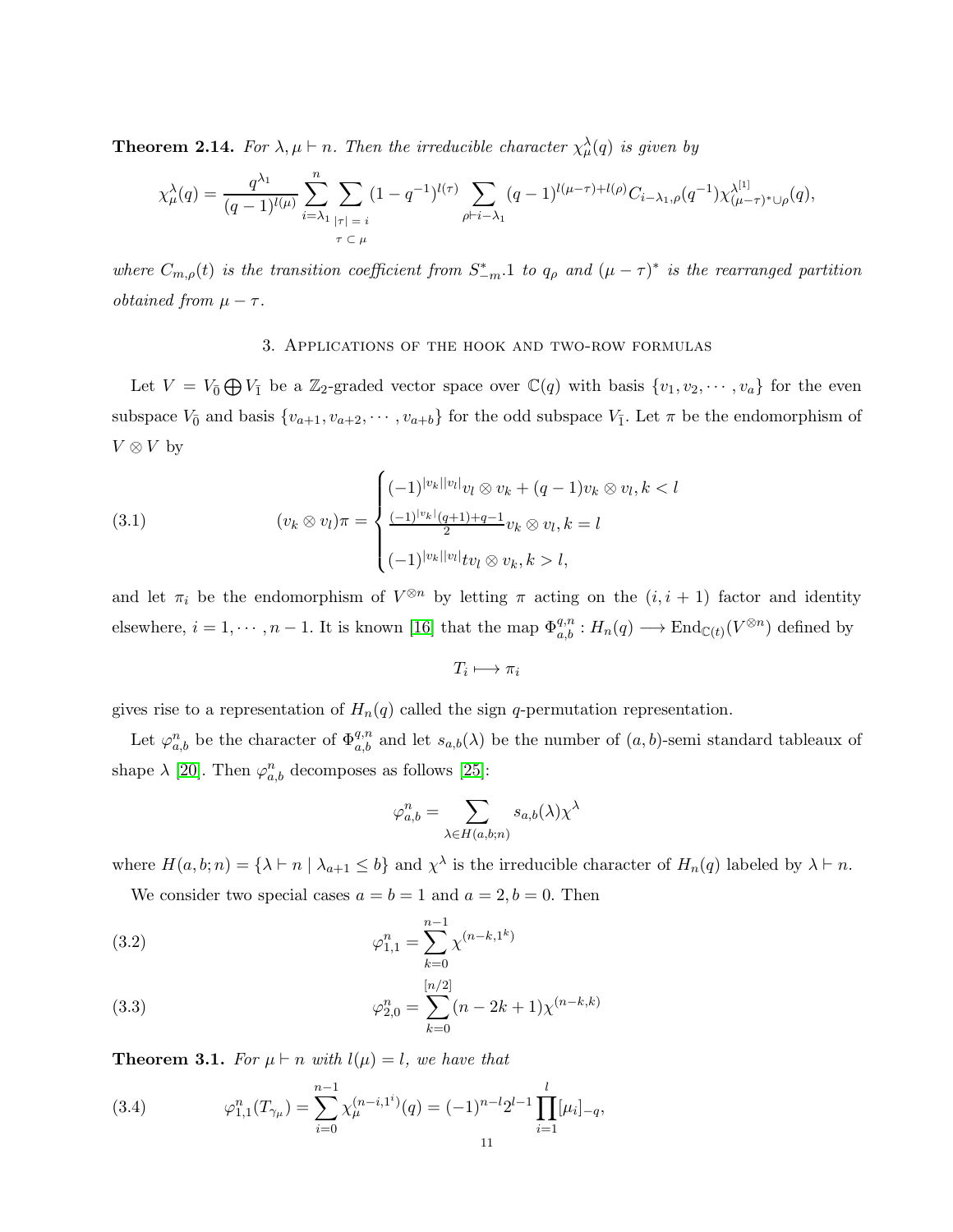**Theorem 2.14.** *For $\lambda, \mu \vdash n$. Then the irreducible character $\chi^\lambda_\mu(q)$ is given by*

$$\chi^\lambda_\mu(q) = \frac{q^{\lambda_1}}{(q-1)^{l(\mu)}} \sum_{i=\lambda_1}^{n} \sum_{\substack{|\tau|=i \\ \tau \subset \mu}} (1-q^{-1})^{l(\tau)} \sum_{\rho \vdash i-\lambda_1} (q-1)^{l(\mu-\tau)+l(\rho)} C_{i-\lambda_1,\rho}(q^{-1}) \chi^{\lambda^{[1]}}_{(\mu-\tau)^* \cup \rho}(q),$$

*where $C_{m,\rho}(t)$ is the transition coefficient from $S^*_{-m}.1$ to $q_\rho$ and $(\mu-\tau)^*$ is the rearranged partition obtained from $\mu - \tau$.*

## 3. Applications of the hook and two-row formulas

Let $V = V_{\bar{0}} \bigoplus V_{\bar{1}}$ be a $\mathbb{Z}_2$-graded vector space over $\mathbb{C}(q)$ with basis $\{v_1, v_2, \cdots, v_a\}$ for the even subspace $V_{\bar{0}}$ and basis $\{v_{a+1}, v_{a+2}, \cdots, v_{a+b}\}$ for the odd subspace $V_{\bar{1}}$. Let $\pi$ be the endomorphism of $V \otimes V$ by

$$(v_k \otimes v_l)\pi = \begin{cases} (-1)^{|v_k||v_l|} v_l \otimes v_k + (q-1) v_k \otimes v_l, k < l \\ \frac{(-1)^{|v_k|}(q+1)+q-1}{2} v_k \otimes v_l, k = l \\ (-1)^{|v_k||v_l|} t v_l \otimes v_k, k > l, \end{cases} \tag{3.1}$$

and let $\pi_i$ be the endomorphism of $V^{\otimes n}$ by letting $\pi$ acting on the $(i, i+1)$ factor and identity elsewhere, $i = 1, \cdots, n-1$. It is known [16] that the map $\Phi^{q,n}_{a,b} : H_n(q) \longrightarrow \mathrm{End}_{\mathbb{C}(t)}(V^{\otimes n})$ defined by

$$T_i \longmapsto \pi_i$$

gives rise to a representation of $H_n(q)$ called the sign $q$-permutation representation.

Let $\varphi^n_{a,b}$ be the character of $\Phi^{q,n}_{a,b}$ and let $s_{a,b}(\lambda)$ be the number of $(a, b)$-semi standard tableaux of shape $\lambda$ [20]. Then $\varphi^n_{a,b}$ decomposes as follows [25]:

$$\varphi^n_{a,b} = \sum_{\lambda \in H(a,b;n)} s_{a,b}(\lambda) \chi^\lambda$$

where $H(a, b; n) = \{\lambda \vdash n \mid \lambda_{a+1} \le b\}$ and $\chi^\lambda$ is the irreducible character of $H_n(q)$ labeled by $\lambda \vdash n$.

We consider two special cases $a = b = 1$ and $a = 2, b = 0$. Then

$$\varphi^n_{1,1} = \sum_{k=0}^{n-1} \chi^{(n-k,1^k)} \tag{3.2}$$

$$\varphi^n_{2,0} = \sum_{k=0}^{[n/2]} (n-2k+1) \chi^{(n-k,k)} \tag{3.3}$$

**Theorem 3.1.** *For $\mu \vdash n$ with $l(\mu) = l$, we have that*

$$\varphi^n_{1,1}(T_{\gamma_\mu}) = \sum_{i=0}^{n-1} \chi^{(n-i,1^i)}_\mu(q) = (-1)^{n-l} 2^{l-1} \prod_{i=1}^{l} [\mu_i]_{-q}, \tag{3.4}$$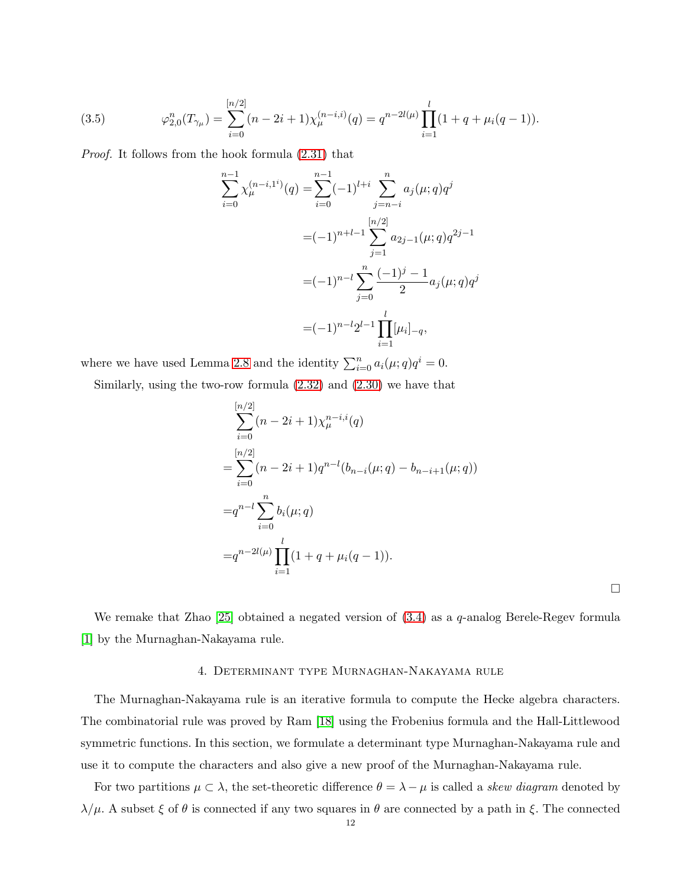$$\varphi^n_{2,0}(T_{\gamma_\mu}) = \sum_{i=0}^{[n/2]} (n-2i+1)\chi_\mu^{(n-i,i)}(q) = q^{n-2l(\mu)} \prod_{i=1}^{l} (1+q+\mu_i(q-1)). \tag{3.5}$$

*Proof.* It follows from the hook formula (2.31) that

$$\begin{aligned}
\sum_{i=0}^{n-1} \chi_\mu^{(n-i,1^i)}(q) =& \sum_{i=0}^{n-1} (-1)^{l+i} \sum_{j=n-i}^{n} a_j(\mu;q) q^j \\
=& (-1)^{n+l-1} \sum_{j=1}^{[n/2]} a_{2j-1}(\mu;q) q^{2j-1} \\
=& (-1)^{n-l} \sum_{j=0}^{n} \frac{(-1)^j - 1}{2} a_j(\mu;q) q^j \\
=& (-1)^{n-l} 2^{l-1} \prod_{i=1}^{l} [\mu_i]_{-q},
\end{aligned}$$

where we have used Lemma 2.8 and the identity $\sum_{i=0}^n a_i(\mu;q)q^i = 0$.

Similarly, using the two-row formula (2.32) and (2.30) we have that

$$\begin{aligned}
&\sum_{i=0}^{[n/2]} (n-2i+1)\chi_\mu^{n-i,i}(q) \\
=& \sum_{i=0}^{[n/2]} (n-2i+1) q^{n-l} (b_{n-i}(\mu;q) - b_{n-i+1}(\mu;q)) \\
=& q^{n-l} \sum_{i=0}^{n} b_i(\mu;q) \\
=& q^{n-2l(\mu)} \prod_{i=1}^{l} (1+q+\mu_i(q-1)).
\end{aligned}$$

$\square$

We remake that Zhao [25] obtained a negated version of (3.4) as a $q$-analog Berele-Regev formula [1] by the Murnaghan-Nakayama rule.

## 4. Determinant type Murnaghan-Nakayama rule

The Murnaghan-Nakayama rule is an iterative formula to compute the Hecke algebra characters. The combinatorial rule was proved by Ram [18] using the Frobenius formula and the Hall-Littlewood symmetric functions. In this section, we formulate a determinant type Murnaghan-Nakayama rule and use it to compute the characters and also give a new proof of the Murnaghan-Nakayama rule.

For two partitions $\mu \subset \lambda$, the set-theoretic difference $\theta = \lambda - \mu$ is called a *skew diagram* denoted by $\lambda/\mu$. A subset $\xi$ of $\theta$ is connected if any two squares in $\theta$ are connected by a path in $\xi$. The connected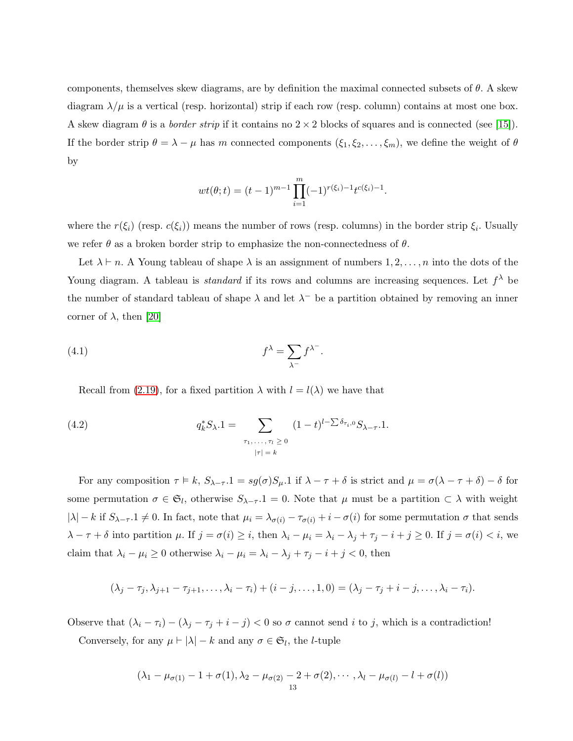components, themselves skew diagrams, are by definition the maximal connected subsets of $\theta$. A skew diagram $\lambda/\mu$ is a vertical (resp. horizontal) strip if each row (resp. column) contains at most one box. A skew diagram $\theta$ is a *border strip* if it contains no $2\times 2$ blocks of squares and is connected (see [15]). If the border strip $\theta = \lambda - \mu$ has $m$ connected components $(\xi_1, \xi_2, \ldots, \xi_m)$, we define the weight of $\theta$ by

$$wt(\theta; t) = (t-1)^{m-1}\prod_{i=1}^{m}(-1)^{r(\xi_i)-1}t^{c(\xi_i)-1}.$$

where the $r(\xi_i)$ (resp. $c(\xi_i)$) means the number of rows (resp. columns) in the border strip $\xi_i$. Usually we refer $\theta$ as a broken border strip to emphasize the non-connectedness of $\theta$.

Let $\lambda \vdash n$. A Young tableau of shape $\lambda$ is an assignment of numbers $1, 2, \ldots, n$ into the dots of the Young diagram. A tableau is *standard* if its rows and columns are increasing sequences. Let $f^{\lambda}$ be the number of standard tableau of shape $\lambda$ and let $\lambda^-$ be a partition obtained by removing an inner corner of $\lambda$, then [20]

$$f^{\lambda} = \sum_{\lambda^-} f^{\lambda^-}. \tag{4.1}$$

Recall from (2.19), for a fixed partition $\lambda$ with $l = l(\lambda)$ we have that

$$q_k^* S_{\lambda}.1 = \sum_{\substack{\tau_1, \ldots, \tau_l \geq 0 \\ |\tau| = k}} (1-t)^{l-\sum \delta_{\tau_i,0}} S_{\lambda-\tau}.1. \tag{4.2}$$

For any composition $\tau \vDash k$, $S_{\lambda-\tau}.1 = sg(\sigma)S_{\mu}.1$ if $\lambda - \tau + \delta$ is strict and $\mu = \sigma(\lambda - \tau + \delta) - \delta$ for some permutation $\sigma \in \mathfrak{S}_l$, otherwise $S_{\lambda-\tau}.1 = 0$. Note that $\mu$ must be a partition $\subset \lambda$ with weight $|\lambda| - k$ if $S_{\lambda-\tau}.1 \neq 0$. In fact, note that $\mu_i = \lambda_{\sigma(i)} - \tau_{\sigma(i)} + i - \sigma(i)$ for some permutation $\sigma$ that sends $\lambda - \tau + \delta$ into partition $\mu$. If $j = \sigma(i) \geq i$, then $\lambda_i - \mu_i = \lambda_i - \lambda_j + \tau_j - i + j \geq 0$. If $j = \sigma(i) < i$, we claim that $\lambda_i - \mu_i \geq 0$ otherwise $\lambda_i - \mu_i = \lambda_i - \lambda_j + \tau_j - i + j < 0$, then

$$(\lambda_j - \tau_j, \lambda_{j+1} - \tau_{j+1}, \ldots, \lambda_i - \tau_i) + (i-j, \ldots, 1, 0) = (\lambda_j - \tau_j + i - j, \ldots, \lambda_i - \tau_i).$$

Observe that $(\lambda_i - \tau_i) - (\lambda_j - \tau_j + i - j) < 0$ so $\sigma$ cannot send $i$ to $j$, which is a contradiction!

Conversely, for any $\mu \vdash |\lambda| - k$ and any $\sigma \in \mathfrak{S}_l$, the $l$-tuple

$$(\lambda_1 - \mu_{\sigma(1)} - 1 + \sigma(1), \lambda_2 - \mu_{\sigma(2)} - 2 + \sigma(2), \cdots, \lambda_l - \mu_{\sigma(l)} - l + \sigma(l))$$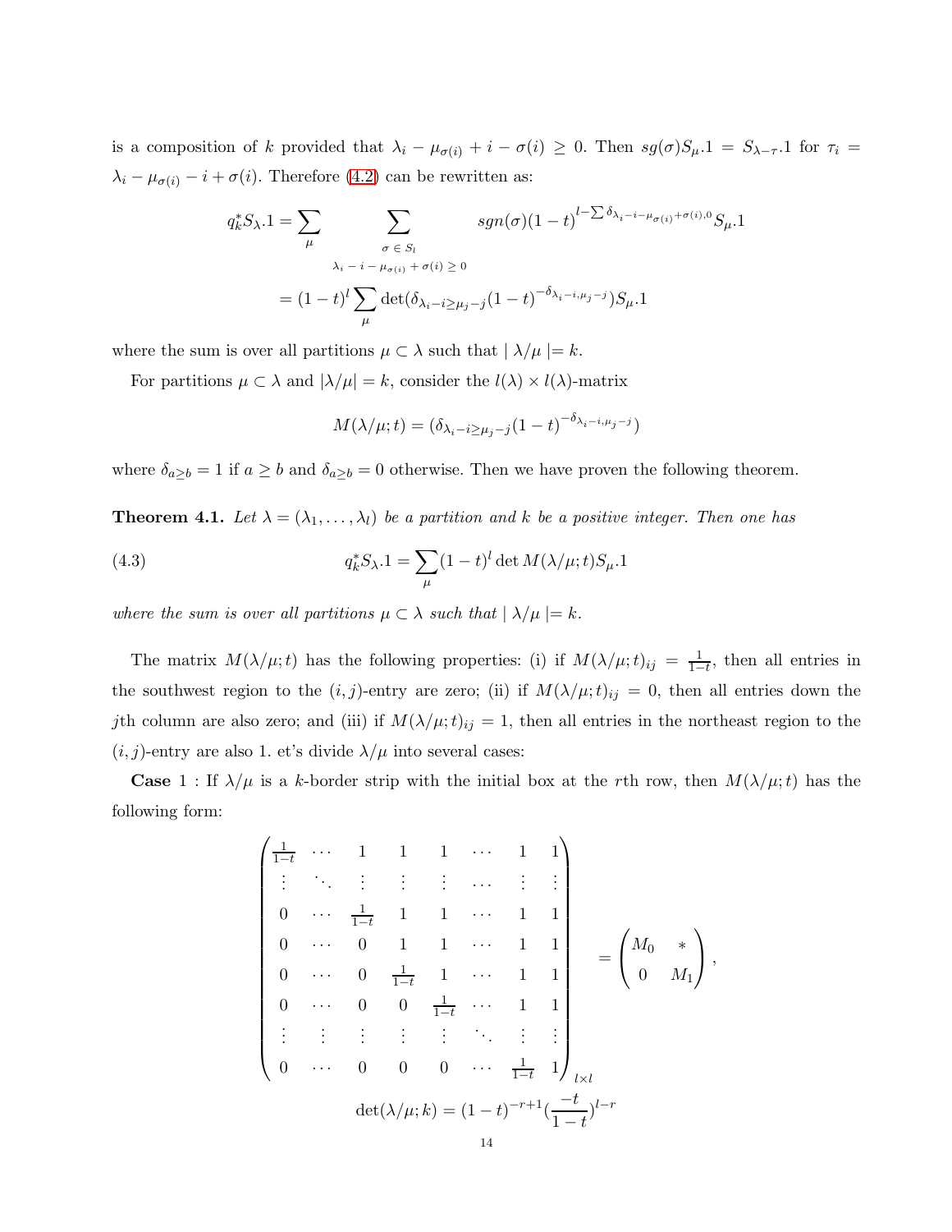is a composition of $k$ provided that $\lambda_i - \mu_{\sigma(i)} + i - \sigma(i) \geq 0$. Then $sg(\sigma)S_\mu.1 = S_{\lambda-\tau}.1$ for $\tau_i = \lambda_i - \mu_{\sigma(i)} - i + \sigma(i)$. Therefore (4.2) can be rewritten as:

$$q_k^* S_\lambda.1 = \sum_\mu \sum_{\substack{\sigma \in S_l \\ \lambda_i - i - \mu_{\sigma(i)} + \sigma(i) \geq 0}} sgn(\sigma)(1-t)^{l - \sum \delta_{\lambda_i - i - \mu_{\sigma(i)} + \sigma(i), 0}} S_\mu.1$$

$$= (1-t)^l \sum_\mu \det(\delta_{\lambda_i - i \geq \mu_j - j}(1-t)^{-\delta_{\lambda_i - i, \mu_j - j}}) S_\mu.1$$

where the sum is over all partitions $\mu \subset \lambda$ such that $|\lambda/\mu| = k$.

For partitions $\mu \subset \lambda$ and $|\lambda/\mu| = k$, consider the $l(\lambda) \times l(\lambda)$-matrix

$$M(\lambda/\mu; t) = (\delta_{\lambda_i - i \geq \mu_j - j}(1-t)^{-\delta_{\lambda_i - i, \mu_j - j}})$$

where $\delta_{a \geq b} = 1$ if $a \geq b$ and $\delta_{a \geq b} = 0$ otherwise. Then we have proven the following theorem.

**Theorem 4.1.** *Let $\lambda = (\lambda_1, \ldots, \lambda_l)$ be a partition and $k$ be a positive integer. Then one has*

$$q_k^* S_\lambda.1 = \sum_\mu (1-t)^l \det M(\lambda/\mu; t) S_\mu.1 \tag{4.3}$$

*where the sum is over all partitions $\mu \subset \lambda$ such that $|\lambda/\mu| = k$.*

The matrix $M(\lambda/\mu; t)$ has the following properties: (i) if $M(\lambda/\mu; t)_{ij} = \frac{1}{1-t}$, then all entries in the southwest region to the $(i,j)$-entry are zero; (ii) if $M(\lambda/\mu; t)_{ij} = 0$, then all entries down the $j$th column are also zero; and (iii) if $M(\lambda/\mu; t)_{ij} = 1$, then all entries in the northeast region to the $(i,j)$-entry are also 1. et's divide $\lambda/\mu$ into several cases:

**Case** 1 : If $\lambda/\mu$ is a $k$-border strip with the initial box at the $r$th row, then $M(\lambda/\mu; t)$ has the following form:

$$\begin{pmatrix}
\frac{1}{1-t} & \cdots & 1 & 1 & 1 & \cdots & 1 & 1 \\
\vdots & \ddots & \vdots & \vdots & \vdots & \cdots & \vdots & \vdots \\
0 & \cdots & \frac{1}{1-t} & 1 & 1 & \cdots & 1 & 1 \\
0 & \cdots & 0 & 1 & 1 & \cdots & 1 & 1 \\
0 & \cdots & 0 & \frac{1}{1-t} & 1 & \cdots & 1 & 1 \\
0 & \cdots & 0 & 0 & \frac{1}{1-t} & \cdots & 1 & 1 \\
\vdots & \vdots & \vdots & \vdots & \vdots & \ddots & \vdots & \vdots \\
0 & \cdots & 0 & 0 & 0 & \cdots & \frac{1}{1-t} & 1
\end{pmatrix}_{l \times l} = \begin{pmatrix} M_0 & * \\ 0 & M_1 \end{pmatrix},$$

$$\det(\lambda/\mu; k) = (1-t)^{-r+1}\left(\frac{-t}{1-t}\right)^{l-r}$$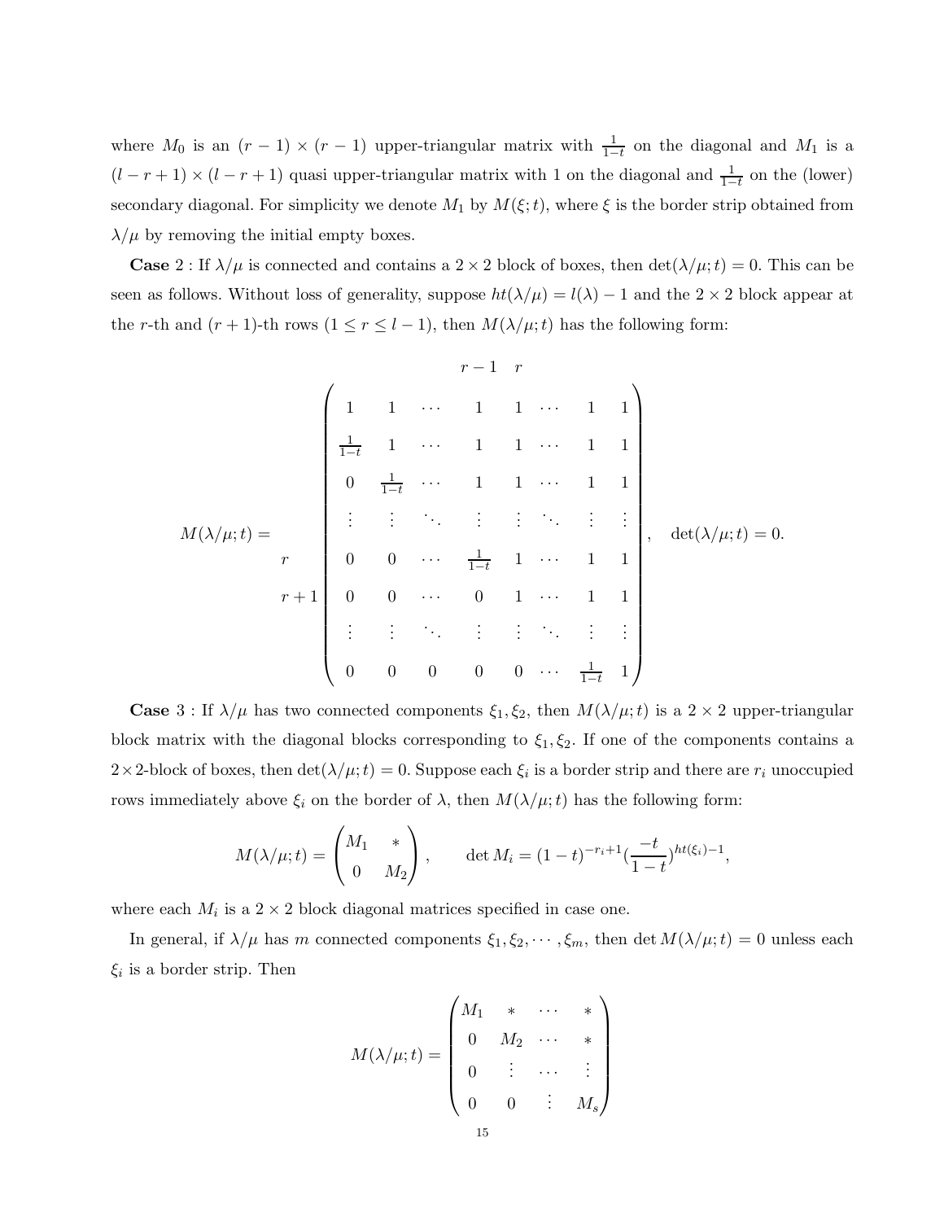where $M_0$ is an $(r-1) \times (r-1)$ upper-triangular matrix with $\frac{1}{1-t}$ on the diagonal and $M_1$ is a $(l-r+1) \times (l-r+1)$ quasi upper-triangular matrix with 1 on the diagonal and $\frac{1}{1-t}$ on the (lower) secondary diagonal. For simplicity we denote $M_1$ by $M(\xi; t)$, where $\xi$ is the border strip obtained from $\lambda/\mu$ by removing the initial empty boxes.

**Case** 2 : If $\lambda/\mu$ is connected and contains a $2 \times 2$ block of boxes, then $\det(\lambda/\mu; t) = 0$. This can be seen as follows. Without loss of generality, suppose $ht(\lambda/\mu) = l(\lambda) - 1$ and the $2 \times 2$ block appear at the $r$-th and $(r+1)$-th rows $(1 \leq r \leq l-1)$, then $M(\lambda/\mu; t)$ has the following form:

$$
M(\lambda/\mu; t) = \begin{array}{c} \\ \\ \\ \\ r \\ r+1 \\ \\ \\ \end{array}
\begin{pmatrix}
1 & 1 & \cdots & 1 & 1 & \cdots & 1 & 1 \\
\frac{1}{1-t} & 1 & \cdots & 1 & 1 & \cdots & 1 & 1 \\
0 & \frac{1}{1-t} & \cdots & 1 & 1 & \cdots & 1 & 1 \\
\vdots & \vdots & \ddots & \vdots & \vdots & \ddots & \vdots & \vdots \\
0 & 0 & \cdots & \frac{1}{1-t} & 1 & \cdots & 1 & 1 \\
0 & 0 & \cdots & 0 & 1 & \cdots & 1 & 1 \\
\vdots & \vdots & \ddots & \vdots & \vdots & \ddots & \vdots & \vdots \\
0 & 0 & 0 & 0 & 0 & \cdots & \frac{1}{1-t} & 1
\end{pmatrix}, \quad \det(\lambda/\mu; t) = 0.
$$

(The columns $r-1$ and $r$ are labeled above the fourth and fifth columns.)

**Case** 3 : If $\lambda/\mu$ has two connected components $\xi_1, \xi_2$, then $M(\lambda/\mu; t)$ is a $2 \times 2$ upper-triangular block matrix with the diagonal blocks corresponding to $\xi_1, \xi_2$. If one of the components contains a $2 \times 2$-block of boxes, then $\det(\lambda/\mu; t) = 0$. Suppose each $\xi_i$ is a border strip and there are $r_i$ unoccupied rows immediately above $\xi_i$ on the border of $\lambda$, then $M(\lambda/\mu; t)$ has the following form:

$$
M(\lambda/\mu; t) = \begin{pmatrix} M_1 & * \\ 0 & M_2 \end{pmatrix}, \qquad \det M_i = (1-t)^{-r_i+1} (\frac{-t}{1-t})^{ht(\xi_i)-1},
$$

where each $M_i$ is a $2 \times 2$ block diagonal matrices specified in case one.

In general, if $\lambda/\mu$ has $m$ connected components $\xi_1, \xi_2, \cdots, \xi_m$, then $\det M(\lambda/\mu; t) = 0$ unless each $\xi_i$ is a border strip. Then

$$
M(\lambda/\mu; t) = \begin{pmatrix}
M_1 & * & \cdots & * \\
0 & M_2 & \cdots & * \\
0 & \vdots & \cdots & \vdots \\
0 & 0 & \vdots & M_s
\end{pmatrix}
$$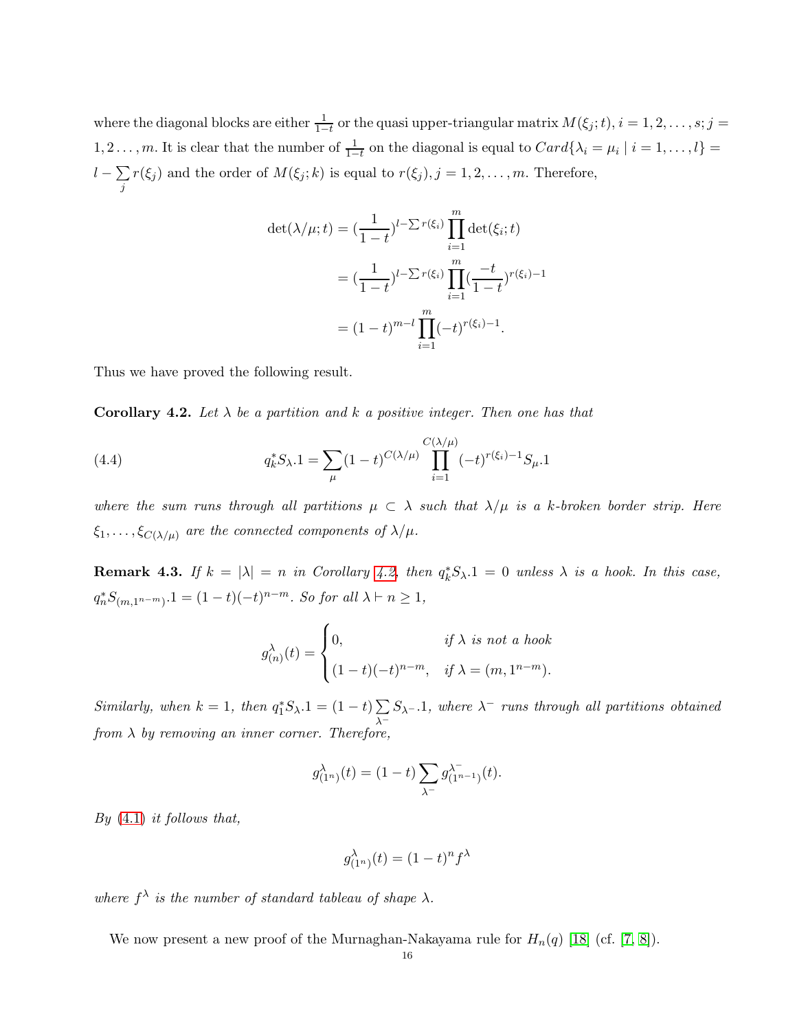where the diagonal blocks are either $\frac{1}{1-t}$ or the quasi upper-triangular matrix $M(\xi_j;t), i = 1, 2, \ldots, s; j = 1, 2 \ldots, m$. It is clear that the number of $\frac{1}{1-t}$ on the diagonal is equal to $Card\{\lambda_i = \mu_i \mid i = 1, \ldots, l\} = l - \sum_j r(\xi_j)$ and the order of $M(\xi_j;k)$ is equal to $r(\xi_j), j = 1, 2, \ldots, m$. Therefore,

$$
\begin{aligned}
\det(\lambda/\mu;t) &= (\frac{1}{1-t})^{l-\sum r(\xi_i)} \prod_{i=1}^{m} \det(\xi_i;t) \\
&= (\frac{1}{1-t})^{l-\sum r(\xi_i)} \prod_{i=1}^{m} (\frac{-t}{1-t})^{r(\xi_i)-1} \\
&= (1-t)^{m-l} \prod_{i=1}^{m} (-t)^{r(\xi_i)-1}.
\end{aligned}
$$

Thus we have proved the following result.

**Corollary 4.2.** *Let $\lambda$ be a partition and $k$ a positive integer. Then one has that*

$$
q_k^* S_\lambda.1 = \sum_\mu (1-t)^{C(\lambda/\mu)} \prod_{i=1}^{C(\lambda/\mu)} (-t)^{r(\xi_i)-1} S_\mu.1 \tag{4.4}
$$

*where the sum runs through all partitions $\mu \subset \lambda$ such that $\lambda/\mu$ is a $k$-broken border strip. Here $\xi_1, \ldots, \xi_{C(\lambda/\mu)}$ are the connected components of $\lambda/\mu$.*

**Remark 4.3.** *If $k = |\lambda| = n$ in Corollary 4.2, then $q_k^* S_\lambda.1 = 0$ unless $\lambda$ is a hook. In this case, $q_n^* S_{(m,1^{n-m})}.1 = (1-t)(-t)^{n-m}$. So for all $\lambda \vdash n \geq 1$,*

$$
g^\lambda_{(n)}(t) = \begin{cases} 0, & \text{if } \lambda \text{ is not a hook} \\ (1-t)(-t)^{n-m}, & \text{if } \lambda = (m, 1^{n-m}). \end{cases}
$$

*Similarly, when $k = 1$, then $q_1^* S_\lambda.1 = (1-t)\sum_{\lambda^-} S_{\lambda^-}.1$, where $\lambda^-$ runs through all partitions obtained from $\lambda$ by removing an inner corner. Therefore,*

$$
g^\lambda_{(1^n)}(t) = (1-t)\sum_{\lambda^-} g^{\lambda^-}_{(1^{n-1})}(t).
$$

*By (4.1) it follows that,*

$$
g^\lambda_{(1^n)}(t) = (1-t)^n f^\lambda
$$

*where $f^\lambda$ is the number of standard tableau of shape $\lambda$.*

We now present a new proof of the Murnaghan-Nakayama rule for $H_n(q)$ [18] (cf. [7, 8]).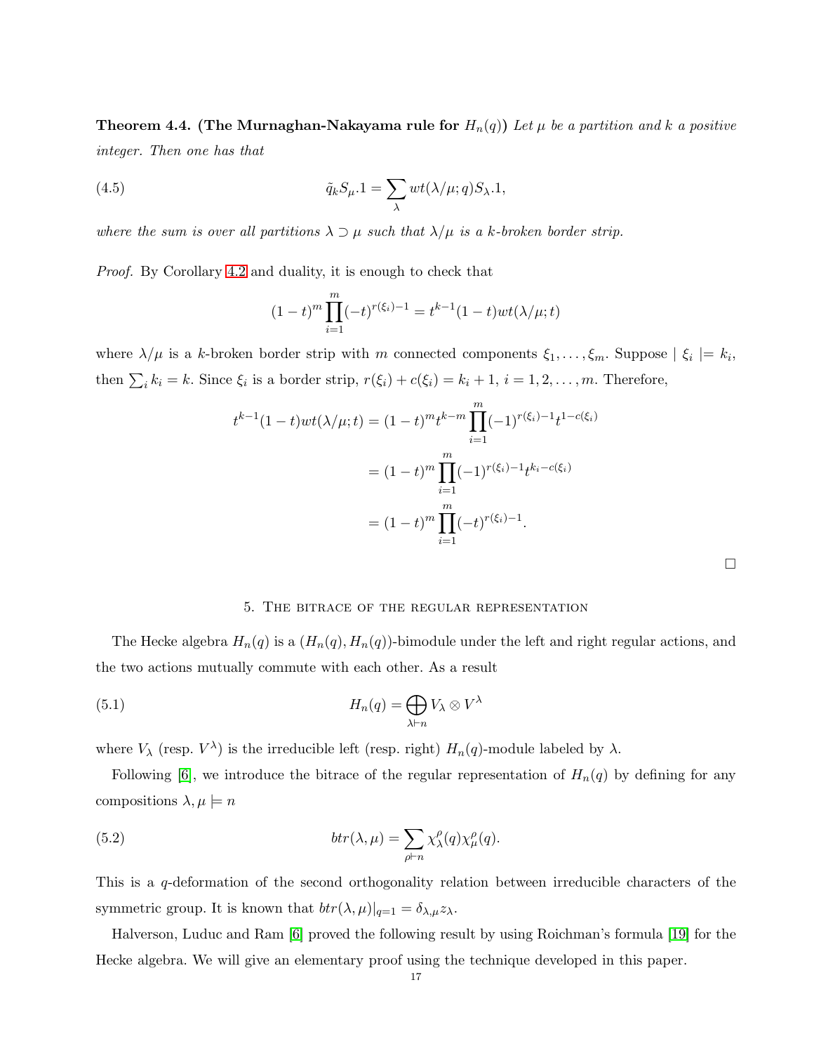**Theorem 4.4. (The Murnaghan-Nakayama rule for $H_n(q)$)** *Let $\mu$ be a partition and $k$ a positive integer. Then one has that*

$$\tilde{q}_k S_\mu.1 = \sum_\lambda wt(\lambda/\mu; q) S_\lambda.1, \tag{4.5}$$

*where the sum is over all partitions $\lambda \supset \mu$ such that $\lambda/\mu$ is a $k$-broken border strip.*

*Proof.* By Corollary 4.2 and duality, it is enough to check that

$$(1-t)^m \prod_{i=1}^m (-t)^{r(\xi_i)-1} = t^{k-1}(1-t)wt(\lambda/\mu; t)$$

where $\lambda/\mu$ is a $k$-broken border strip with $m$ connected components $\xi_1, \ldots, \xi_m$. Suppose $|\xi_i| = k_i$, then $\sum_i k_i = k$. Since $\xi_i$ is a border strip, $r(\xi_i) + c(\xi_i) = k_i + 1$, $i = 1, 2, \ldots, m$. Therefore,

$$\begin{aligned}
t^{k-1}(1-t)wt(\lambda/\mu; t) &= (1-t)^m t^{k-m} \prod_{i=1}^m (-1)^{r(\xi_i)-1} t^{1-c(\xi_i)} \\
&= (1-t)^m \prod_{i=1}^m (-1)^{r(\xi_i)-1} t^{k_i - c(\xi_i)} \\
&= (1-t)^m \prod_{i=1}^m (-t)^{r(\xi_i)-1}.
\end{aligned}$$

□

## 5. The bitrace of the regular representation

The Hecke algebra $H_n(q)$ is a $(H_n(q), H_n(q))$-bimodule under the left and right regular actions, and the two actions mutually commute with each other. As a result

$$H_n(q) = \bigoplus_{\lambda \vdash n} V_\lambda \otimes V^\lambda \tag{5.1}$$

where $V_\lambda$ (resp. $V^\lambda$) is the irreducible left (resp. right) $H_n(q)$-module labeled by $\lambda$.

Following [6], we introduce the bitrace of the regular representation of $H_n(q)$ by defining for any compositions $\lambda, \mu \models n$

$$btr(\lambda, \mu) = \sum_{\rho \vdash n} \chi_\lambda^\rho(q) \chi_\mu^\rho(q). \tag{5.2}$$

This is a $q$-deformation of the second orthogonality relation between irreducible characters of the symmetric group. It is known that $btr(\lambda, \mu)|_{q=1} = \delta_{\lambda,\mu} z_\lambda$.

Halverson, Luduc and Ram [6] proved the following result by using Roichman's formula [19] for the Hecke algebra. We will give an elementary proof using the technique developed in this paper.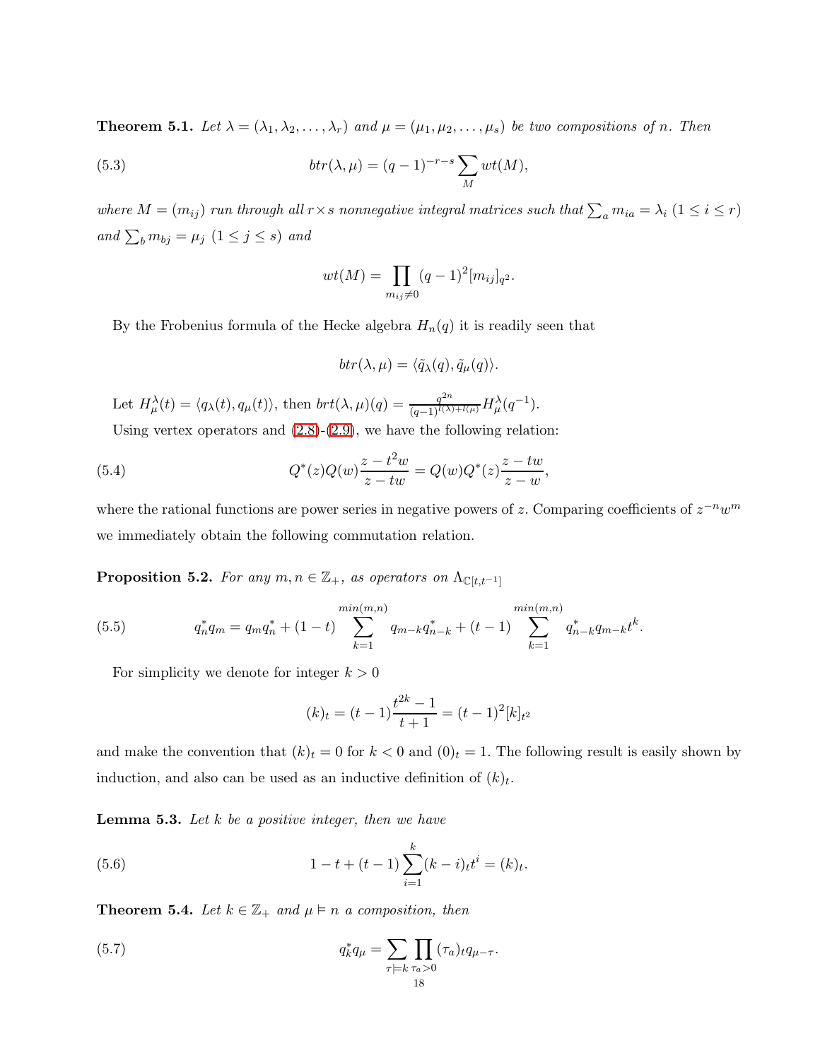**Theorem 5.1.** *Let $\lambda = (\lambda_1, \lambda_2, \dots, \lambda_r)$ and $\mu = (\mu_1, \mu_2, \dots, \mu_s)$ be two compositions of $n$. Then*

$$btr(\lambda, \mu) = (q-1)^{-r-s} \sum_M wt(M), \tag{5.3}$$

*where $M = (m_{ij})$ run through all $r \times s$ nonnegative integral matrices such that $\sum_a m_{ia} = \lambda_i$ $(1 \le i \le r)$ and $\sum_b m_{bj} = \mu_j$ $(1 \le j \le s)$ and*

$$wt(M) = \prod_{m_{ij} \neq 0} (q-1)^2 [m_{ij}]_{q^2}.$$

By the Frobenius formula of the Hecke algebra $H_n(q)$ it is readily seen that

$$btr(\lambda, \mu) = \langle \tilde{q}_\lambda(q), \tilde{q}_\mu(q) \rangle.$$

Let $H^\lambda_\mu(t) = \langle q_\lambda(t), q_\mu(t) \rangle$, then $brt(\lambda, \mu)(q) = \frac{q^{2n}}{(q-1)^{l(\lambda)+l(\mu)}} H^\lambda_\mu(q^{-1})$.

Using vertex operators and (2.8)-(2.9), we have the following relation:

$$Q^*(z) Q(w) \frac{z - t^2 w}{z - tw} = Q(w) Q^*(z) \frac{z - tw}{z - w}, \tag{5.4}$$

where the rational functions are power series in negative powers of $z$. Comparing coefficients of $z^{-n} w^m$ we immediately obtain the following commutation relation.

**Proposition 5.2.** *For any $m, n \in \mathbb{Z}_+$, as operators on $\Lambda_{\mathbb{C}[t,t^{-1}]}$*

$$q^*_n q_m = q_m q^*_n + (1-t) \sum_{k=1}^{min(m,n)} q_{m-k} q^*_{n-k} + (t-1) \sum_{k=1}^{min(m,n)} q^*_{n-k} q_{m-k} t^k. \tag{5.5}$$

For simplicity we denote for integer $k > 0$

$$(k)_t = (t-1) \frac{t^{2k} - 1}{t+1} = (t-1)^2 [k]_{t^2}$$

and make the convention that $(k)_t = 0$ for $k < 0$ and $(0)_t = 1$. The following result is easily shown by induction, and also can be used as an inductive definition of $(k)_t$.

**Lemma 5.3.** *Let $k$ be a positive integer, then we have*

$$1 - t + (t-1) \sum_{i=1}^{k} (k-i)_t t^i = (k)_t. \tag{5.6}$$

**Theorem 5.4.** *Let $k \in \mathbb{Z}_+$ and $\mu \vDash n$ a composition, then*

$$q^*_k q_\mu = \sum_{\tau \vDash k} \prod_{\tau_a > 0} (\tau_a)_t q_{\mu - \tau}. \tag{5.7}$$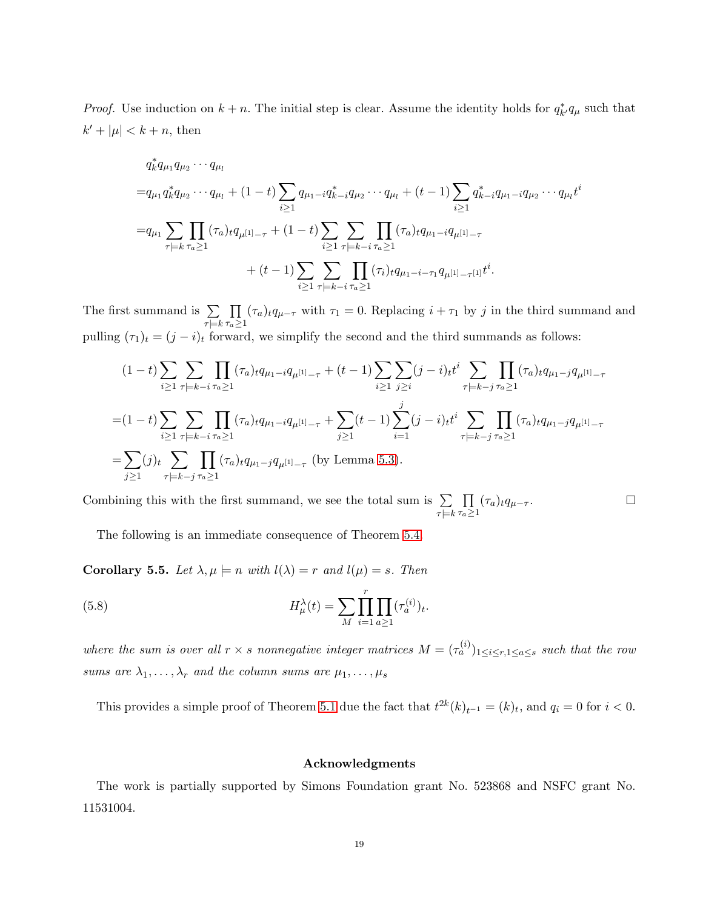*Proof.* Use induction on $k+n$. The initial step is clear. Assume the identity holds for $q^*_{k'}q_\mu$ such that $k'+|\mu|<k+n$, then

$$
\begin{aligned}
&q^*_k q_{\mu_1}q_{\mu_2}\cdots q_{\mu_l}\\
=&q_{\mu_1}q^*_k q_{\mu_2}\cdots q_{\mu_l}+(1-t)\sum_{i\geq 1}q_{\mu_1-i}q^*_{k-i}q_{\mu_2}\cdots q_{\mu_l}+(t-1)\sum_{i\geq 1}q^*_{k-i}q_{\mu_1-i}q_{\mu_2}\cdots q_{\mu_l}t^i\\
=&q_{\mu_1}\sum_{\tau\models k}\prod_{\tau_a\geq 1}(\tau_a)_t q_{\mu^{[1]}-\tau}+(1-t)\sum_{i\geq 1}\sum_{\tau\models k-i}\prod_{\tau_a\geq 1}(\tau_a)_t q_{\mu_1-i}q_{\mu^{[1]}-\tau}\\
&\qquad\qquad+(t-1)\sum_{i\geq 1}\sum_{\tau\models k-i}\prod_{\tau_a\geq 1}(\tau_i)_t q_{\mu_1-i-\tau_1}q_{\mu^{[1]}-\tau^{[1]}}t^i.
\end{aligned}
$$

The first summand is $\sum\limits_{\tau\models k}\prod\limits_{\tau_a\geq 1}(\tau_a)_t q_{\mu-\tau}$ with $\tau_1=0$. Replacing $i+\tau_1$ by $j$ in the third summand and pulling $(\tau_1)_t=(j-i)_t$ forward, we simplify the second and the third summands as follows:

$$
\begin{aligned}
&(1-t)\sum_{i\geq 1}\sum_{\tau\models k-i}\prod_{\tau_a\geq 1}(\tau_a)_t q_{\mu_1-i}q_{\mu^{[1]}-\tau}+(t-1)\sum_{i\geq 1}\sum_{j\geq i}(j-i)_t t^i\sum_{\tau\models k-j}\prod_{\tau_a\geq 1}(\tau_a)_t q_{\mu_1-j}q_{\mu^{[1]}-\tau}\\
=&(1-t)\sum_{i\geq 1}\sum_{\tau\models k-i}\prod_{\tau_a\geq 1}(\tau_a)_t q_{\mu_1-i}q_{\mu^{[1]}-\tau}+\sum_{j\geq 1}(t-1)\sum_{i=1}^{j}(j-i)_t t^i\sum_{\tau\models k-j}\prod_{\tau_a\geq 1}(\tau_a)_t q_{\mu_1-j}q_{\mu^{[1]}-\tau}\\
=&\sum_{j\geq 1}(j)_t\sum_{\tau\models k-j}\prod_{\tau_a\geq 1}(\tau_a)_t q_{\mu_1-j}q_{\mu^{[1]}-\tau}\ \text{(by Lemma 5.3)}.
\end{aligned}
$$

Combining this with the first summand, we see the total sum is $\sum\limits_{\tau\models k}\prod\limits_{\tau_a\geq 1}(\tau_a)_t q_{\mu-\tau}$. ∎

The following is an immediate consequence of Theorem 5.4.

**Corollary 5.5.** *Let $\lambda,\mu\models n$ with $l(\lambda)=r$ and $l(\mu)=s$. Then*

$$
H^\lambda_\mu(t)=\sum_M\prod_{i=1}^{r}\prod_{a\geq 1}(\tau^{(i)}_a)_t. \tag{5.8}
$$

*where the sum is over all $r\times s$ nonnegative integer matrices $M=(\tau^{(i)}_a)_{1\leq i\leq r,1\leq a\leq s}$ such that the row sums are $\lambda_1,\ldots,\lambda_r$ and the column sums are $\mu_1,\ldots,\mu_s$*

This provides a simple proof of Theorem 5.1 due the fact that $t^{2k}(k)_{t^{-1}}=(k)_t$, and $q_i=0$ for $i<0$.

## Acknowledgments

The work is partially supported by Simons Foundation grant No. 523868 and NSFC grant No. 11531004.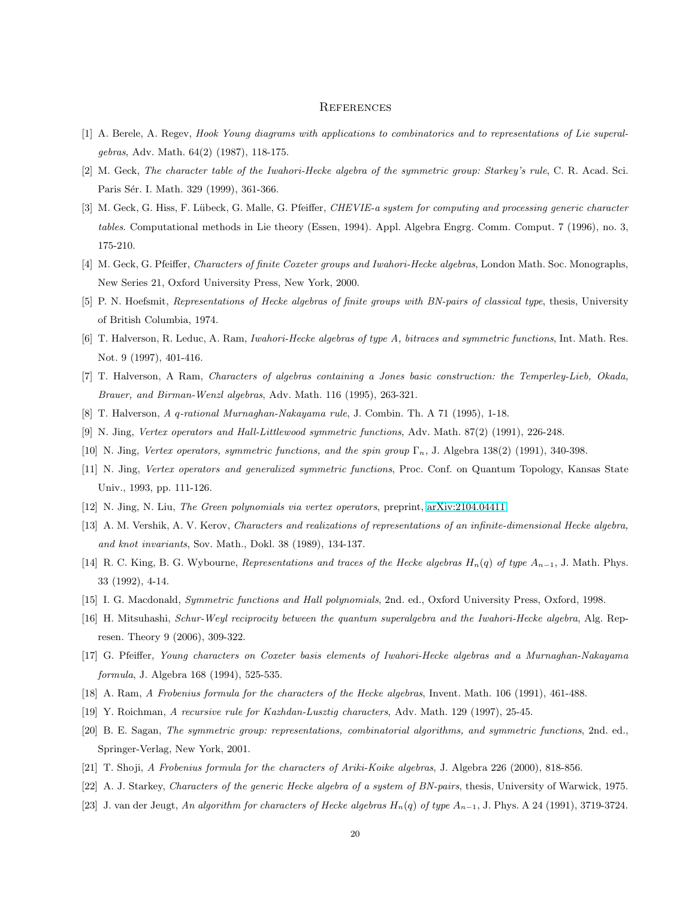## References

[1] A. Berele, A. Regev, *Hook Young diagrams with applications to combinatorics and to representations of Lie superalgebras*, Adv. Math. 64(2) (1987), 118-175.

[2] M. Geck, *The character table of the Iwahori-Hecke algebra of the symmetric group: Starkey's rule*, C. R. Acad. Sci. Paris Sér. I. Math. 329 (1999), 361-366.

[3] M. Geck, G. Hiss, F. Lübeck, G. Malle, G. Pfeiffer, *CHEVIE-a system for computing and processing generic character tables*. Computational methods in Lie theory (Essen, 1994). Appl. Algebra Engrg. Comm. Comput. 7 (1996), no. 3, 175-210.

[4] M. Geck, G. Pfeiffer, *Characters of finite Coxeter groups and Iwahori-Hecke algebras*, London Math. Soc. Monographs, New Series 21, Oxford University Press, New York, 2000.

[5] P. N. Hoefsmit, *Representations of Hecke algebras of finite groups with BN-pairs of classical type*, thesis, University of British Columbia, 1974.

[6] T. Halverson, R. Leduc, A. Ram, *Iwahori-Hecke algebras of type A, bitraces and symmetric functions*, Int. Math. Res. Not. 9 (1997), 401-416.

[7] T. Halverson, A Ram, *Characters of algebras containing a Jones basic construction: the Temperley-Lieb, Okada, Brauer, and Birman-Wenzl algebras*, Adv. Math. 116 (1995), 263-321.

[8] T. Halverson, *A q-rational Murnaghan-Nakayama rule*, J. Combin. Th. A 71 (1995), 1-18.

[9] N. Jing, *Vertex operators and Hall-Littlewood symmetric functions*, Adv. Math. 87(2) (1991), 226-248.

[10] N. Jing, *Vertex operators, symmetric functions, and the spin group $\Gamma_n$*, J. Algebra 138(2) (1991), 340-398.

[11] N. Jing, *Vertex operators and generalized symmetric functions*, Proc. Conf. on Quantum Topology, Kansas State Univ., 1993, pp. 111-126.

[12] N. Jing, N. Liu, *The Green polynomials via vertex operators*, preprint, arXiv:2104.04411.

[13] A. M. Vershik, A. V. Kerov, *Characters and realizations of representations of an infinite-dimensional Hecke algebra, and knot invariants*, Sov. Math., Dokl. 38 (1989), 134-137.

[14] R. C. King, B. G. Wybourne, *Representations and traces of the Hecke algebras $H_n(q)$ of type $A_{n-1}$*, J. Math. Phys. 33 (1992), 4-14.

[15] I. G. Macdonald, *Symmetric functions and Hall polynomials*, 2nd. ed., Oxford University Press, Oxford, 1998.

[16] H. Mitsuhashi, *Schur-Weyl reciprocity between the quantum superalgebra and the Iwahori-Hecke algebra*, Alg. Represen. Theory 9 (2006), 309-322.

[17] G. Pfeiffer, *Young characters on Coxeter basis elements of Iwahori-Hecke algebras and a Murnaghan-Nakayama formula*, J. Algebra 168 (1994), 525-535.

[18] A. Ram, *A Frobenius formula for the characters of the Hecke algebras*, Invent. Math. 106 (1991), 461-488.

[19] Y. Roichman, *A recursive rule for Kazhdan-Lusztig characters*, Adv. Math. 129 (1997), 25-45.

[20] B. E. Sagan, *The symmetric group: representations, combinatorial algorithms, and symmetric functions*, 2nd. ed., Springer-Verlag, New York, 2001.

[21] T. Shoji, *A Frobenius formula for the characters of Ariki-Koike algebras*, J. Algebra 226 (2000), 818-856.

[22] A. J. Starkey, *Characters of the generic Hecke algebra of a system of BN-pairs*, thesis, University of Warwick, 1975.

[23] J. van der Jeugt, *An algorithm for characters of Hecke algebras $H_n(q)$ of type $A_{n-1}$*, J. Phys. A 24 (1991), 3719-3724.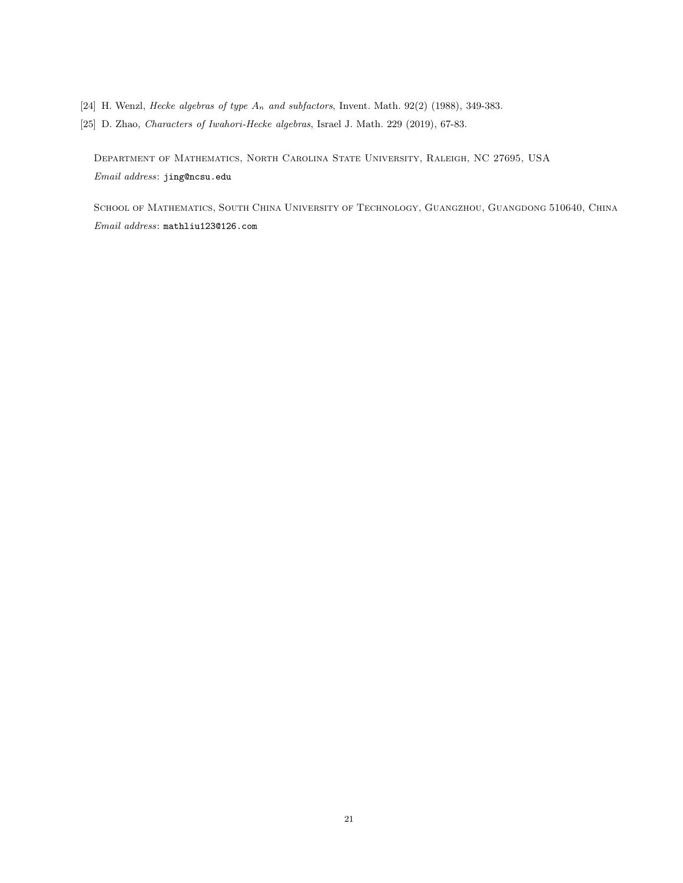[24] H. Wenzl, *Hecke algebras of type $A_n$ and subfactors*, Invent. Math. 92(2) (1988), 349-383.

[25] D. Zhao, *Characters of Iwahori-Hecke algebras*, Israel J. Math. 229 (2019), 67-83.

Department of Mathematics, North Carolina State University, Raleigh, NC 27695, USA
*Email address*: jing@ncsu.edu

School of Mathematics, South China University of Technology, Guangzhou, Guangdong 510640, China
*Email address*: mathliu123@126.com